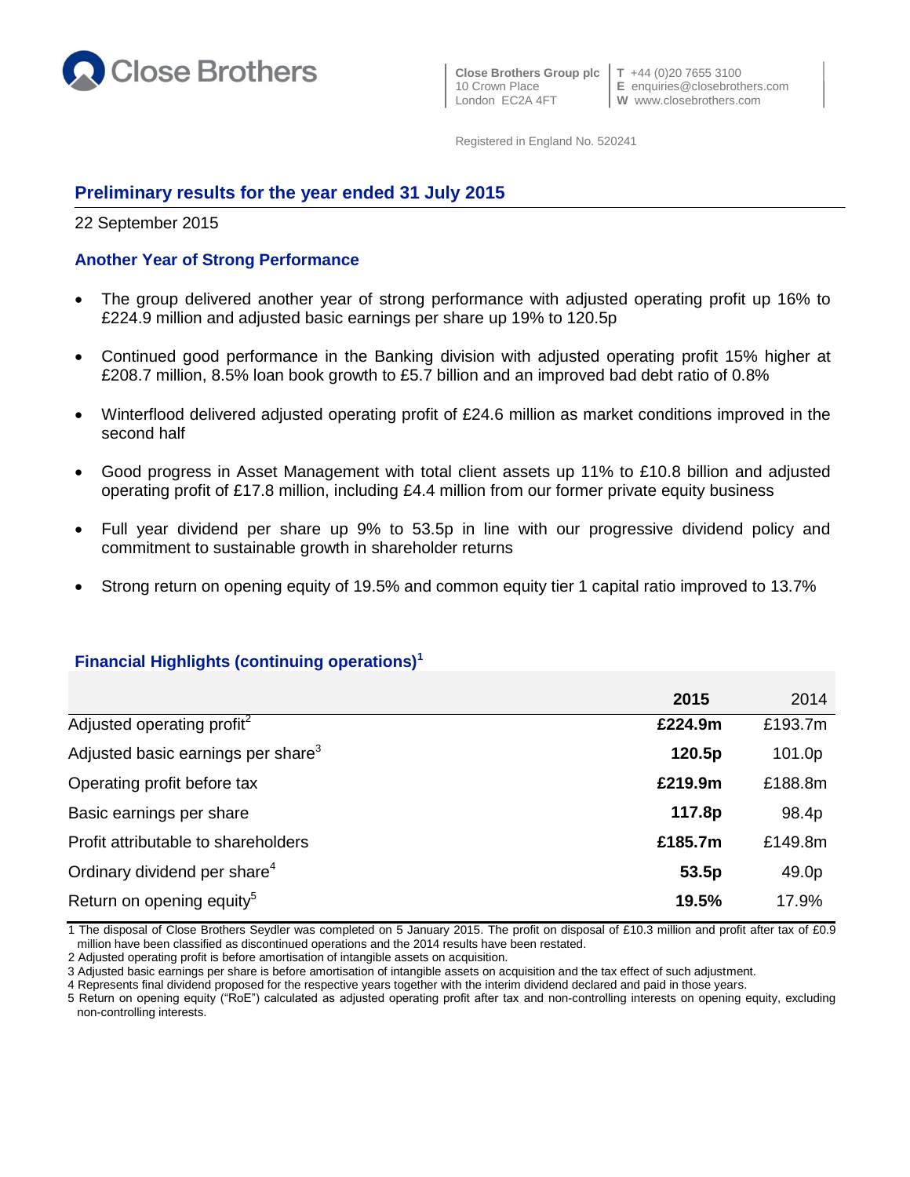Close Brothers

**Close Brothers Group plc**
10 Crown Place
London EC2A 4FT

**T** +44 (0)20 7655 3100
**E** enquiries@closebrothers.com
**W** www.closebrothers.com

Registered in England No. 520241

## Preliminary results for the year ended 31 July 2015

22 September 2015

### Another Year of Strong Performance

- The group delivered another year of strong performance with adjusted operating profit up 16% to £224.9 million and adjusted basic earnings per share up 19% to 120.5p
- Continued good performance in the Banking division with adjusted operating profit 15% higher at £208.7 million, 8.5% loan book growth to £5.7 billion and an improved bad debt ratio of 0.8%
- Winterflood delivered adjusted operating profit of £24.6 million as market conditions improved in the second half
- Good progress in Asset Management with total client assets up 11% to £10.8 billion and adjusted operating profit of £17.8 million, including £4.4 million from our former private equity business
- Full year dividend per share up 9% to 53.5p in line with our progressive dividend policy and commitment to sustainable growth in shareholder returns
- Strong return on opening equity of 19.5% and common equity tier 1 capital ratio improved to 13.7%

### Financial Highlights (continuing operations)[1]

| | **2015** | 2014 |
|---|---|---|
| Adjusted operating profit[2] | **£224.9m** | £193.7m |
| Adjusted basic earnings per share[3] | **120.5p** | 101.0p |
| Operating profit before tax | **£219.9m** | £188.8m |
| Basic earnings per share | **117.8p** | 98.4p |
| Profit attributable to shareholders | **£185.7m** | £149.8m |
| Ordinary dividend per share[4] | **53.5p** | 49.0p |
| Return on opening equity[5] | **19.5%** | 17.9% |

1 The disposal of Close Brothers Seydler was completed on 5 January 2015. The profit on disposal of £10.3 million and profit after tax of £0.9 million have been classified as discontinued operations and the 2014 results have been restated.
2 Adjusted operating profit is before amortisation of intangible assets on acquisition.
3 Adjusted basic earnings per share is before amortisation of intangible assets on acquisition and the tax effect of such adjustment.
4 Represents final dividend proposed for the respective years together with the interim dividend declared and paid in those years.
5 Return on opening equity ("RoE") calculated as adjusted operating profit after tax and non-controlling interests on opening equity, excluding non-controlling interests.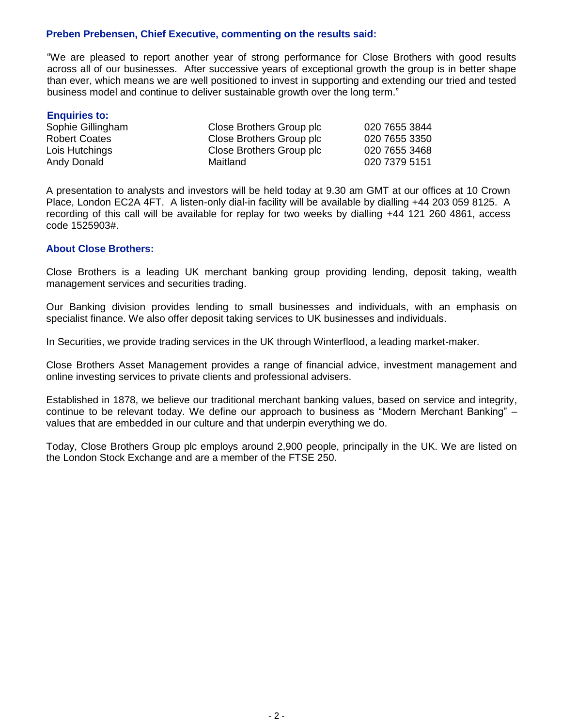**Preben Prebensen, Chief Executive, commenting on the results said:**

"We are pleased to report another year of strong performance for Close Brothers with good results across all of our businesses. After successive years of exceptional growth the group is in better shape than ever, which means we are well positioned to invest in supporting and extending our tried and tested business model and continue to deliver sustainable growth over the long term."

**Enquiries to:**

| | | |
|---|---|---|
| Sophie Gillingham | Close Brothers Group plc | 020 7655 3844 |
| Robert Coates | Close Brothers Group plc | 020 7655 3350 |
| Lois Hutchings | Close Brothers Group plc | 020 7655 3468 |
| Andy Donald | Maitland | 020 7379 5151 |

A presentation to analysts and investors will be held today at 9.30 am GMT at our offices at 10 Crown Place, London EC2A 4FT. A listen-only dial-in facility will be available by dialling +44 203 059 8125. A recording of this call will be available for replay for two weeks by dialling +44 121 260 4861, access code 1525903#.

**About Close Brothers:**

Close Brothers is a leading UK merchant banking group providing lending, deposit taking, wealth management services and securities trading.

Our Banking division provides lending to small businesses and individuals, with an emphasis on specialist finance. We also offer deposit taking services to UK businesses and individuals.

In Securities, we provide trading services in the UK through Winterflood, a leading market-maker.

Close Brothers Asset Management provides a range of financial advice, investment management and online investing services to private clients and professional advisers.

Established in 1878, we believe our traditional merchant banking values, based on service and integrity, continue to be relevant today. We define our approach to business as "Modern Merchant Banking" – values that are embedded in our culture and that underpin everything we do.

Today, Close Brothers Group plc employs around 2,900 people, principally in the UK. We are listed on the London Stock Exchange and are a member of the FTSE 250.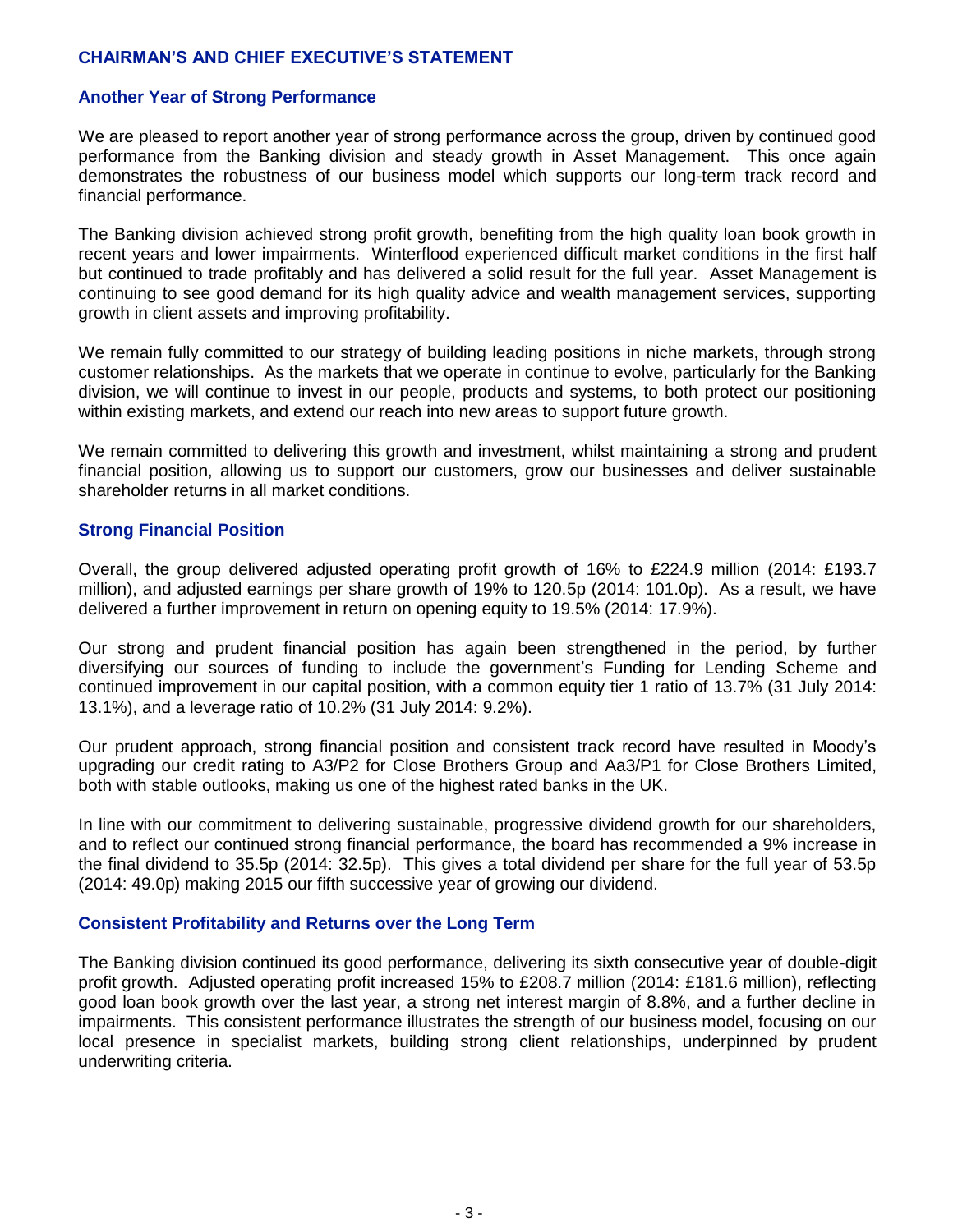## CHAIRMAN'S AND CHIEF EXECUTIVE'S STATEMENT

### Another Year of Strong Performance

We are pleased to report another year of strong performance across the group, driven by continued good performance from the Banking division and steady growth in Asset Management. This once again demonstrates the robustness of our business model which supports our long-term track record and financial performance.

The Banking division achieved strong profit growth, benefiting from the high quality loan book growth in recent years and lower impairments. Winterflood experienced difficult market conditions in the first half but continued to trade profitably and has delivered a solid result for the full year. Asset Management is continuing to see good demand for its high quality advice and wealth management services, supporting growth in client assets and improving profitability.

We remain fully committed to our strategy of building leading positions in niche markets, through strong customer relationships. As the markets that we operate in continue to evolve, particularly for the Banking division, we will continue to invest in our people, products and systems, to both protect our positioning within existing markets, and extend our reach into new areas to support future growth.

We remain committed to delivering this growth and investment, whilst maintaining a strong and prudent financial position, allowing us to support our customers, grow our businesses and deliver sustainable shareholder returns in all market conditions.

### Strong Financial Position

Overall, the group delivered adjusted operating profit growth of 16% to £224.9 million (2014: £193.7 million), and adjusted earnings per share growth of 19% to 120.5p (2014: 101.0p). As a result, we have delivered a further improvement in return on opening equity to 19.5% (2014: 17.9%).

Our strong and prudent financial position has again been strengthened in the period, by further diversifying our sources of funding to include the government's Funding for Lending Scheme and continued improvement in our capital position, with a common equity tier 1 ratio of 13.7% (31 July 2014: 13.1%), and a leverage ratio of 10.2% (31 July 2014: 9.2%).

Our prudent approach, strong financial position and consistent track record have resulted in Moody's upgrading our credit rating to A3/P2 for Close Brothers Group and Aa3/P1 for Close Brothers Limited, both with stable outlooks, making us one of the highest rated banks in the UK.

In line with our commitment to delivering sustainable, progressive dividend growth for our shareholders, and to reflect our continued strong financial performance, the board has recommended a 9% increase in the final dividend to 35.5p (2014: 32.5p). This gives a total dividend per share for the full year of 53.5p (2014: 49.0p) making 2015 our fifth successive year of growing our dividend.

### Consistent Profitability and Returns over the Long Term

The Banking division continued its good performance, delivering its sixth consecutive year of double-digit profit growth. Adjusted operating profit increased 15% to £208.7 million (2014: £181.6 million), reflecting good loan book growth over the last year, a strong net interest margin of 8.8%, and a further decline in impairments. This consistent performance illustrates the strength of our business model, focusing on our local presence in specialist markets, building strong client relationships, underpinned by prudent underwriting criteria.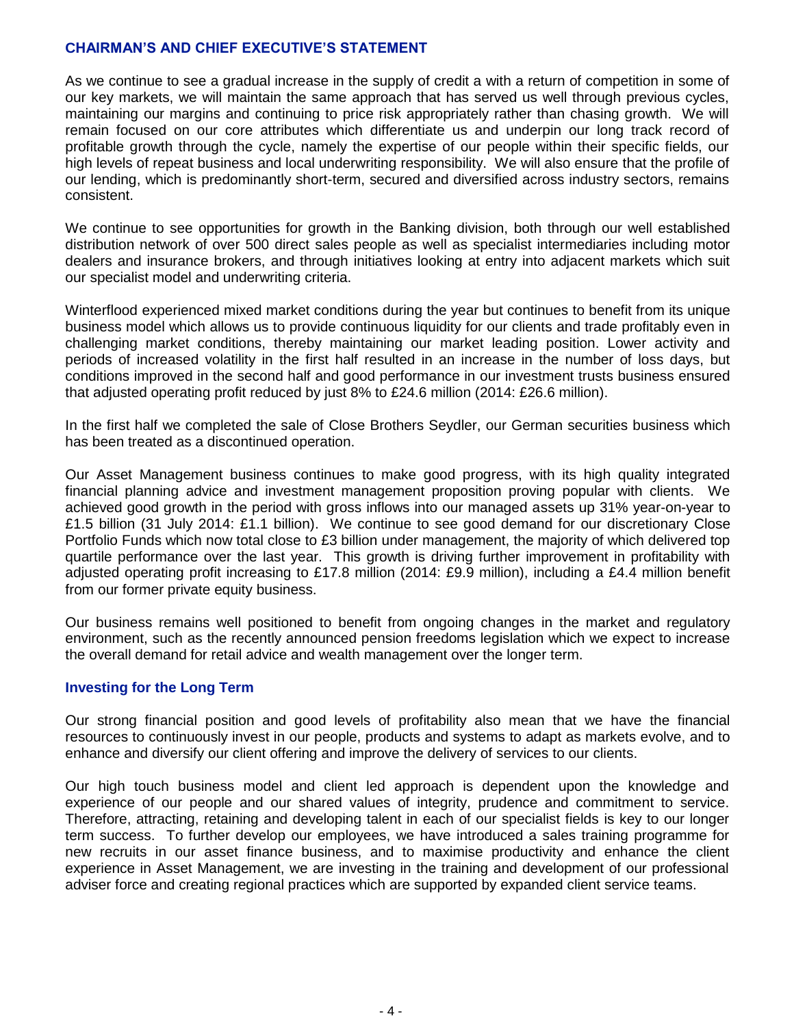## CHAIRMAN'S AND CHIEF EXECUTIVE'S STATEMENT

As we continue to see a gradual increase in the supply of credit a with a return of competition in some of our key markets, we will maintain the same approach that has served us well through previous cycles, maintaining our margins and continuing to price risk appropriately rather than chasing growth. We will remain focused on our core attributes which differentiate us and underpin our long track record of profitable growth through the cycle, namely the expertise of our people within their specific fields, our high levels of repeat business and local underwriting responsibility. We will also ensure that the profile of our lending, which is predominantly short-term, secured and diversified across industry sectors, remains consistent.

We continue to see opportunities for growth in the Banking division, both through our well established distribution network of over 500 direct sales people as well as specialist intermediaries including motor dealers and insurance brokers, and through initiatives looking at entry into adjacent markets which suit our specialist model and underwriting criteria.

Winterflood experienced mixed market conditions during the year but continues to benefit from its unique business model which allows us to provide continuous liquidity for our clients and trade profitably even in challenging market conditions, thereby maintaining our market leading position. Lower activity and periods of increased volatility in the first half resulted in an increase in the number of loss days, but conditions improved in the second half and good performance in our investment trusts business ensured that adjusted operating profit reduced by just 8% to £24.6 million (2014: £26.6 million).

In the first half we completed the sale of Close Brothers Seydler, our German securities business which has been treated as a discontinued operation.

Our Asset Management business continues to make good progress, with its high quality integrated financial planning advice and investment management proposition proving popular with clients. We achieved good growth in the period with gross inflows into our managed assets up 31% year-on-year to £1.5 billion (31 July 2014: £1.1 billion). We continue to see good demand for our discretionary Close Portfolio Funds which now total close to £3 billion under management, the majority of which delivered top quartile performance over the last year. This growth is driving further improvement in profitability with adjusted operating profit increasing to £17.8 million (2014: £9.9 million), including a £4.4 million benefit from our former private equity business.

Our business remains well positioned to benefit from ongoing changes in the market and regulatory environment, such as the recently announced pension freedoms legislation which we expect to increase the overall demand for retail advice and wealth management over the longer term.

### Investing for the Long Term

Our strong financial position and good levels of profitability also mean that we have the financial resources to continuously invest in our people, products and systems to adapt as markets evolve, and to enhance and diversify our client offering and improve the delivery of services to our clients.

Our high touch business model and client led approach is dependent upon the knowledge and experience of our people and our shared values of integrity, prudence and commitment to service. Therefore, attracting, retaining and developing talent in each of our specialist fields is key to our longer term success. To further develop our employees, we have introduced a sales training programme for new recruits in our asset finance business, and to maximise productivity and enhance the client experience in Asset Management, we are investing in the training and development of our professional adviser force and creating regional practices which are supported by expanded client service teams.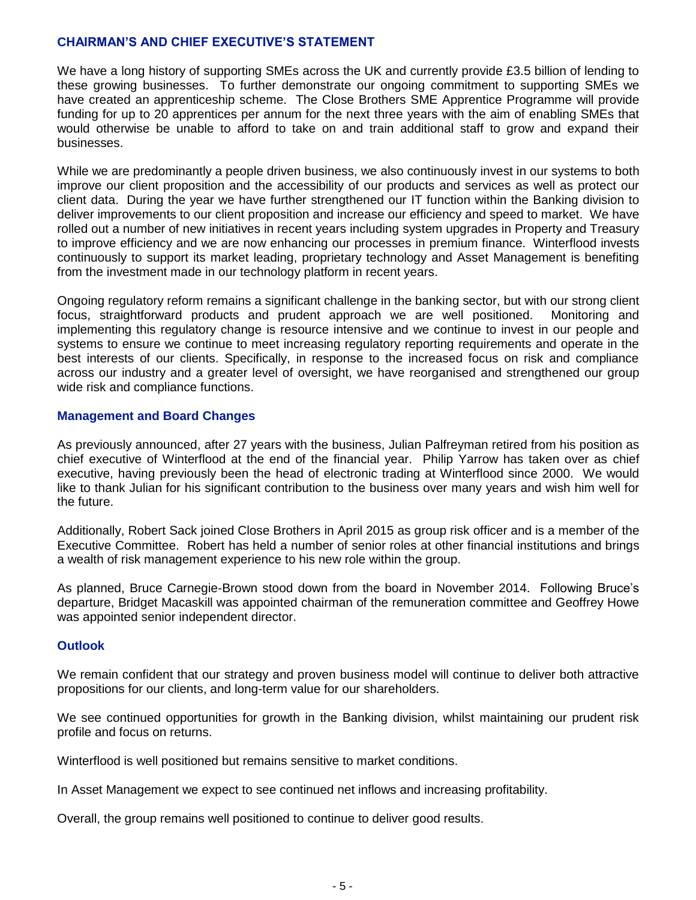## CHAIRMAN'S AND CHIEF EXECUTIVE'S STATEMENT

We have a long history of supporting SMEs across the UK and currently provide £3.5 billion of lending to these growing businesses. To further demonstrate our ongoing commitment to supporting SMEs we have created an apprenticeship scheme. The Close Brothers SME Apprentice Programme will provide funding for up to 20 apprentices per annum for the next three years with the aim of enabling SMEs that would otherwise be unable to afford to take on and train additional staff to grow and expand their businesses.

While we are predominantly a people driven business, we also continuously invest in our systems to both improve our client proposition and the accessibility of our products and services as well as protect our client data. During the year we have further strengthened our IT function within the Banking division to deliver improvements to our client proposition and increase our efficiency and speed to market. We have rolled out a number of new initiatives in recent years including system upgrades in Property and Treasury to improve efficiency and we are now enhancing our processes in premium finance. Winterflood invests continuously to support its market leading, proprietary technology and Asset Management is benefiting from the investment made in our technology platform in recent years.

Ongoing regulatory reform remains a significant challenge in the banking sector, but with our strong client focus, straightforward products and prudent approach we are well positioned. Monitoring and implementing this regulatory change is resource intensive and we continue to invest in our people and systems to ensure we continue to meet increasing regulatory reporting requirements and operate in the best interests of our clients. Specifically, in response to the increased focus on risk and compliance across our industry and a greater level of oversight, we have reorganised and strengthened our group wide risk and compliance functions.

### Management and Board Changes

As previously announced, after 27 years with the business, Julian Palfreyman retired from his position as chief executive of Winterflood at the end of the financial year. Philip Yarrow has taken over as chief executive, having previously been the head of electronic trading at Winterflood since 2000. We would like to thank Julian for his significant contribution to the business over many years and wish him well for the future.

Additionally, Robert Sack joined Close Brothers in April 2015 as group risk officer and is a member of the Executive Committee. Robert has held a number of senior roles at other financial institutions and brings a wealth of risk management experience to his new role within the group.

As planned, Bruce Carnegie-Brown stood down from the board in November 2014. Following Bruce's departure, Bridget Macaskill was appointed chairman of the remuneration committee and Geoffrey Howe was appointed senior independent director.

### Outlook

We remain confident that our strategy and proven business model will continue to deliver both attractive propositions for our clients, and long-term value for our shareholders.

We see continued opportunities for growth in the Banking division, whilst maintaining our prudent risk profile and focus on returns.

Winterflood is well positioned but remains sensitive to market conditions.

In Asset Management we expect to see continued net inflows and increasing profitability.

Overall, the group remains well positioned to continue to deliver good results.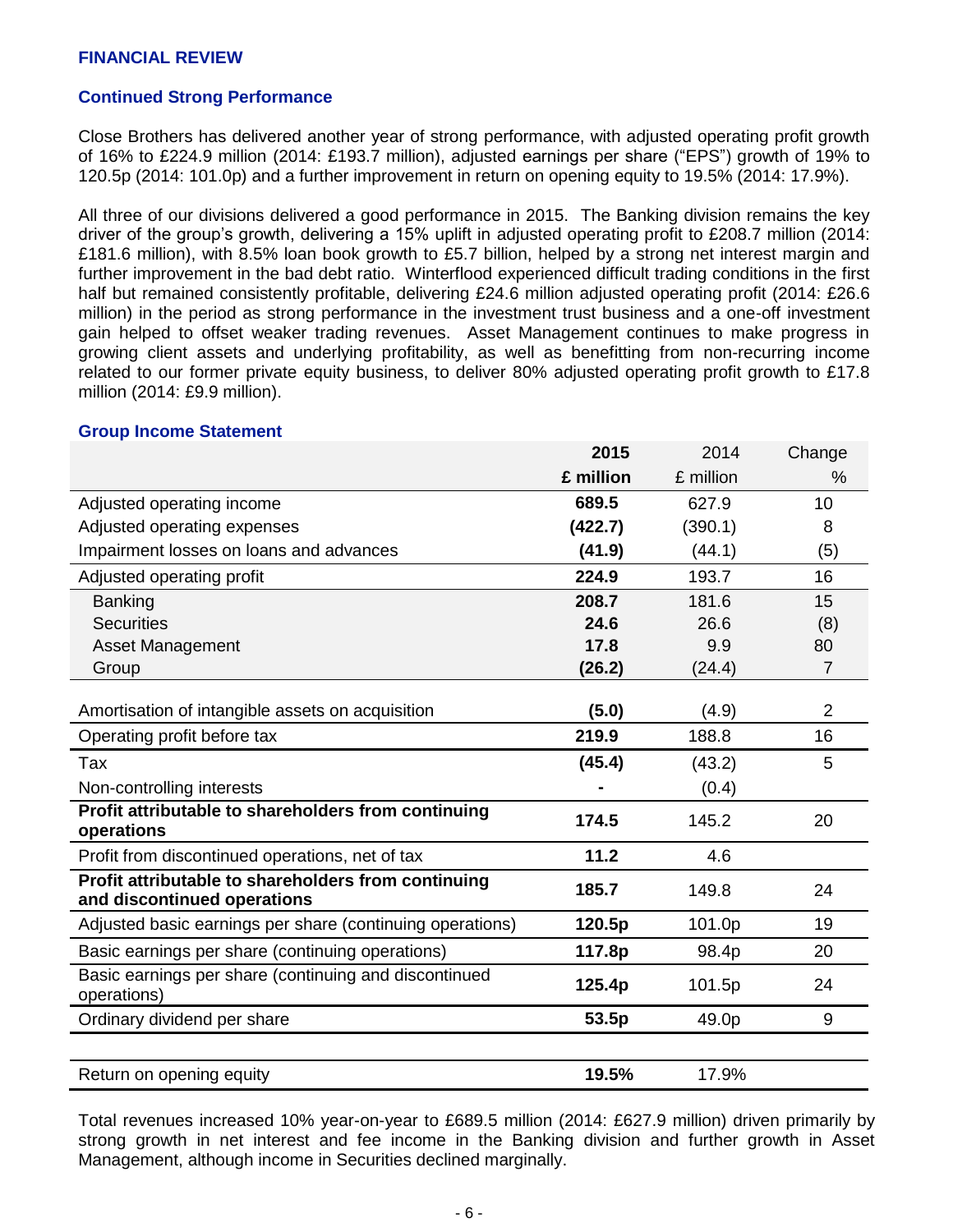## FINANCIAL REVIEW

### Continued Strong Performance

Close Brothers has delivered another year of strong performance, with adjusted operating profit growth of 16% to £224.9 million (2014: £193.7 million), adjusted earnings per share ("EPS") growth of 19% to 120.5p (2014: 101.0p) and a further improvement in return on opening equity to 19.5% (2014: 17.9%).

All three of our divisions delivered a good performance in 2015. The Banking division remains the key driver of the group's growth, delivering a 15% uplift in adjusted operating profit to £208.7 million (2014: £181.6 million), with 8.5% loan book growth to £5.7 billion, helped by a strong net interest margin and further improvement in the bad debt ratio. Winterflood experienced difficult trading conditions in the first half but remained consistently profitable, delivering £24.6 million adjusted operating profit (2014: £26.6 million) in the period as strong performance in the investment trust business and a one-off investment gain helped to offset weaker trading revenues. Asset Management continues to make progress in growing client assets and underlying profitability, as well as benefitting from non-recurring income related to our former private equity business, to deliver 80% adjusted operating profit growth to £17.8 million (2014: £9.9 million).

### Group Income Statement

| | **2015** | 2014 | Change |
|---|---|---|---|
| | **£ million** | £ million | % |
| Adjusted operating income | **689.5** | 627.9 | 10 |
| Adjusted operating expenses | **(422.7)** | (390.1) | 8 |
| Impairment losses on loans and advances | **(41.9)** | (44.1) | (5) |
| Adjusted operating profit | **224.9** | 193.7 | 16 |
| Banking | **208.7** | 181.6 | 15 |
| Securities | **24.6** | 26.6 | (8) |
| Asset Management | **17.8** | 9.9 | 80 |
| Group | **(26.2)** | (24.4) | 7 |
| Amortisation of intangible assets on acquisition | **(5.0)** | (4.9) | 2 |
| Operating profit before tax | **219.9** | 188.8 | 16 |
| Tax | **(45.4)** | (43.2) | 5 |
| Non-controlling interests | **-** | (0.4) | |
| **Profit attributable to shareholders from continuing operations** | **174.5** | 145.2 | 20 |
| Profit from discontinued operations, net of tax | **11.2** | 4.6 | |
| **Profit attributable to shareholders from continuing and discontinued operations** | **185.7** | 149.8 | 24 |
| Adjusted basic earnings per share (continuing operations) | **120.5p** | 101.0p | 19 |
| Basic earnings per share (continuing operations) | **117.8p** | 98.4p | 20 |
| Basic earnings per share (continuing and discontinued operations) | **125.4p** | 101.5p | 24 |
| Ordinary dividend per share | **53.5p** | 49.0p | 9 |
| Return on opening equity | **19.5%** | 17.9% | |

Total revenues increased 10% year-on-year to £689.5 million (2014: £627.9 million) driven primarily by strong growth in net interest and fee income in the Banking division and further growth in Asset Management, although income in Securities declined marginally.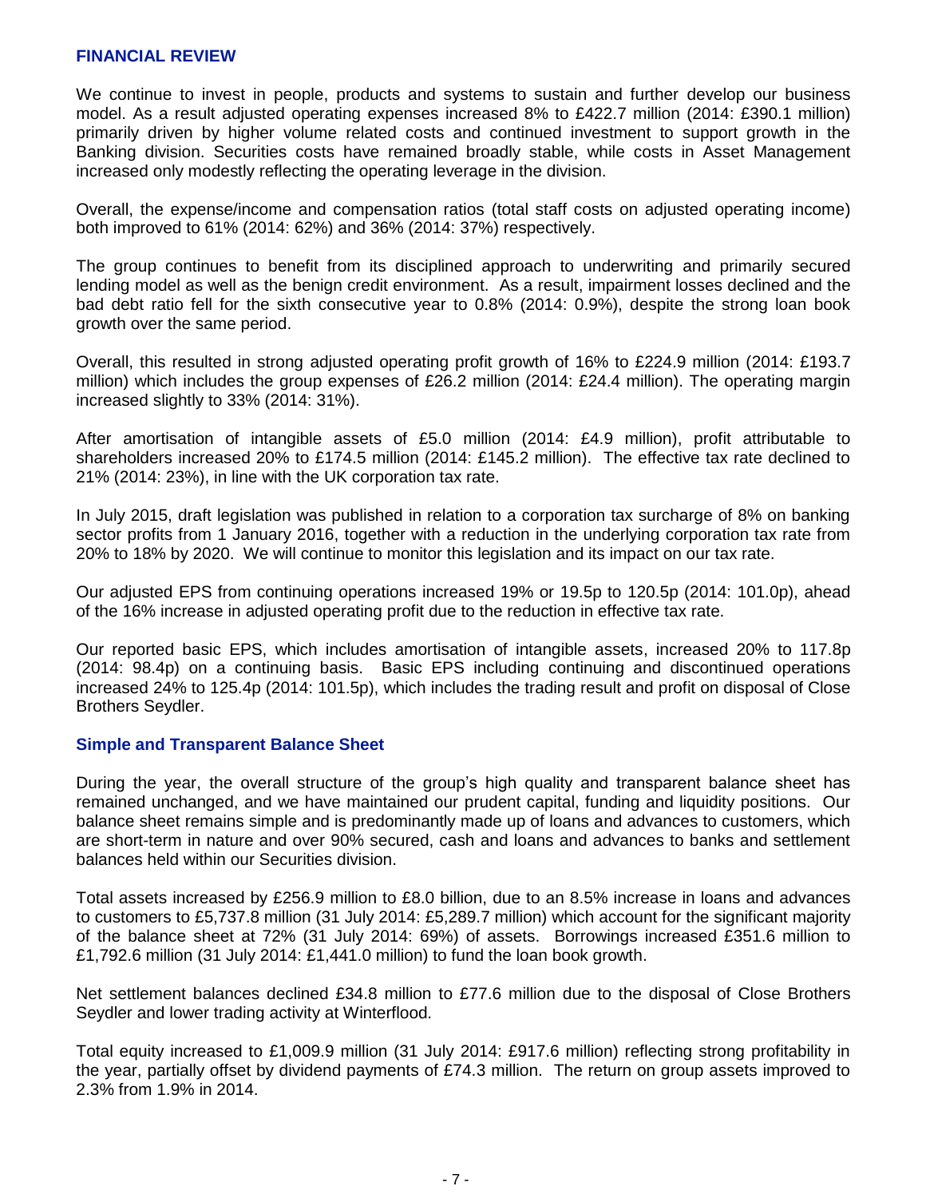## FINANCIAL REVIEW

We continue to invest in people, products and systems to sustain and further develop our business model. As a result adjusted operating expenses increased 8% to £422.7 million (2014: £390.1 million) primarily driven by higher volume related costs and continued investment to support growth in the Banking division. Securities costs have remained broadly stable, while costs in Asset Management increased only modestly reflecting the operating leverage in the division.

Overall, the expense/income and compensation ratios (total staff costs on adjusted operating income) both improved to 61% (2014: 62%) and 36% (2014: 37%) respectively.

The group continues to benefit from its disciplined approach to underwriting and primarily secured lending model as well as the benign credit environment. As a result, impairment losses declined and the bad debt ratio fell for the sixth consecutive year to 0.8% (2014: 0.9%), despite the strong loan book growth over the same period.

Overall, this resulted in strong adjusted operating profit growth of 16% to £224.9 million (2014: £193.7 million) which includes the group expenses of £26.2 million (2014: £24.4 million). The operating margin increased slightly to 33% (2014: 31%).

After amortisation of intangible assets of £5.0 million (2014: £4.9 million), profit attributable to shareholders increased 20% to £174.5 million (2014: £145.2 million). The effective tax rate declined to 21% (2014: 23%), in line with the UK corporation tax rate.

In July 2015, draft legislation was published in relation to a corporation tax surcharge of 8% on banking sector profits from 1 January 2016, together with a reduction in the underlying corporation tax rate from 20% to 18% by 2020. We will continue to monitor this legislation and its impact on our tax rate.

Our adjusted EPS from continuing operations increased 19% or 19.5p to 120.5p (2014: 101.0p), ahead of the 16% increase in adjusted operating profit due to the reduction in effective tax rate.

Our reported basic EPS, which includes amortisation of intangible assets, increased 20% to 117.8p (2014: 98.4p) on a continuing basis. Basic EPS including continuing and discontinued operations increased 24% to 125.4p (2014: 101.5p), which includes the trading result and profit on disposal of Close Brothers Seydler.

### Simple and Transparent Balance Sheet

During the year, the overall structure of the group's high quality and transparent balance sheet has remained unchanged, and we have maintained our prudent capital, funding and liquidity positions. Our balance sheet remains simple and is predominantly made up of loans and advances to customers, which are short-term in nature and over 90% secured, cash and loans and advances to banks and settlement balances held within our Securities division.

Total assets increased by £256.9 million to £8.0 billion, due to an 8.5% increase in loans and advances to customers to £5,737.8 million (31 July 2014: £5,289.7 million) which account for the significant majority of the balance sheet at 72% (31 July 2014: 69%) of assets. Borrowings increased £351.6 million to £1,792.6 million (31 July 2014: £1,441.0 million) to fund the loan book growth.

Net settlement balances declined £34.8 million to £77.6 million due to the disposal of Close Brothers Seydler and lower trading activity at Winterflood.

Total equity increased to £1,009.9 million (31 July 2014: £917.6 million) reflecting strong profitability in the year, partially offset by dividend payments of £74.3 million. The return on group assets improved to 2.3% from 1.9% in 2014.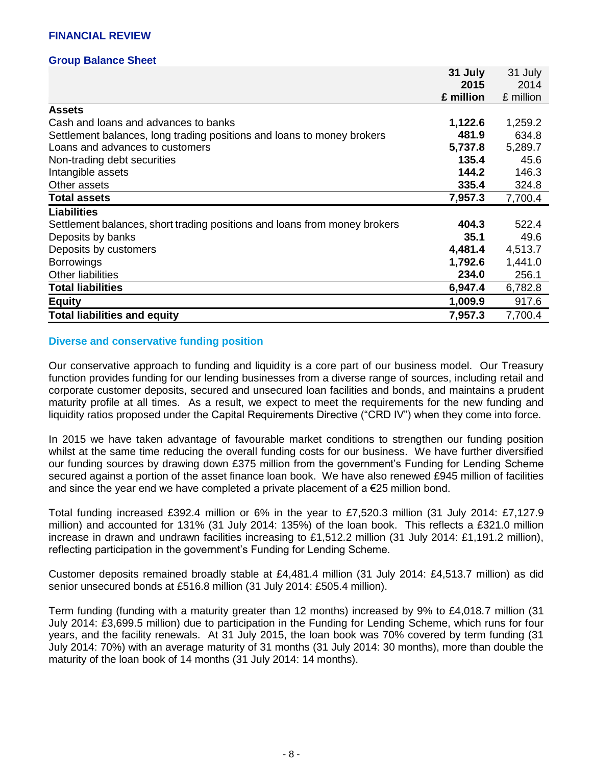## FINANCIAL REVIEW

### Group Balance Sheet

| | 31 July 2015 £ million | 31 July 2014 £ million |
|---|---|---|
| **Assets** | | |
| Cash and loans and advances to banks | **1,122.6** | 1,259.2 |
| Settlement balances, long trading positions and loans to money brokers | **481.9** | 634.8 |
| Loans and advances to customers | **5,737.8** | 5,289.7 |
| Non-trading debt securities | **135.4** | 45.6 |
| Intangible assets | **144.2** | 146.3 |
| Other assets | **335.4** | 324.8 |
| **Total assets** | **7,957.3** | 7,700.4 |
| **Liabilities** | | |
| Settlement balances, short trading positions and loans from money brokers | **404.3** | 522.4 |
| Deposits by banks | **35.1** | 49.6 |
| Deposits by customers | **4,481.4** | 4,513.7 |
| Borrowings | **1,792.6** | 1,441.0 |
| Other liabilities | **234.0** | 256.1 |
| **Total liabilities** | **6,947.4** | 6,782.8 |
| **Equity** | **1,009.9** | 917.6 |
| **Total liabilities and equity** | **7,957.3** | 7,700.4 |

### Diverse and conservative funding position

Our conservative approach to funding and liquidity is a core part of our business model. Our Treasury function provides funding for our lending businesses from a diverse range of sources, including retail and corporate customer deposits, secured and unsecured loan facilities and bonds, and maintains a prudent maturity profile at all times. As a result, we expect to meet the requirements for the new funding and liquidity ratios proposed under the Capital Requirements Directive ("CRD IV") when they come into force.

In 2015 we have taken advantage of favourable market conditions to strengthen our funding position whilst at the same time reducing the overall funding costs for our business. We have further diversified our funding sources by drawing down £375 million from the government's Funding for Lending Scheme secured against a portion of the asset finance loan book. We have also renewed £945 million of facilities and since the year end we have completed a private placement of a €25 million bond.

Total funding increased £392.4 million or 6% in the year to £7,520.3 million (31 July 2014: £7,127.9 million) and accounted for 131% (31 July 2014: 135%) of the loan book. This reflects a £321.0 million increase in drawn and undrawn facilities increasing to £1,512.2 million (31 July 2014: £1,191.2 million), reflecting participation in the government's Funding for Lending Scheme.

Customer deposits remained broadly stable at £4,481.4 million (31 July 2014: £4,513.7 million) as did senior unsecured bonds at £516.8 million (31 July 2014: £505.4 million).

Term funding (funding with a maturity greater than 12 months) increased by 9% to £4,018.7 million (31 July 2014: £3,699.5 million) due to participation in the Funding for Lending Scheme, which runs for four years, and the facility renewals. At 31 July 2015, the loan book was 70% covered by term funding (31 July 2014: 70%) with an average maturity of 31 months (31 July 2014: 30 months), more than double the maturity of the loan book of 14 months (31 July 2014: 14 months).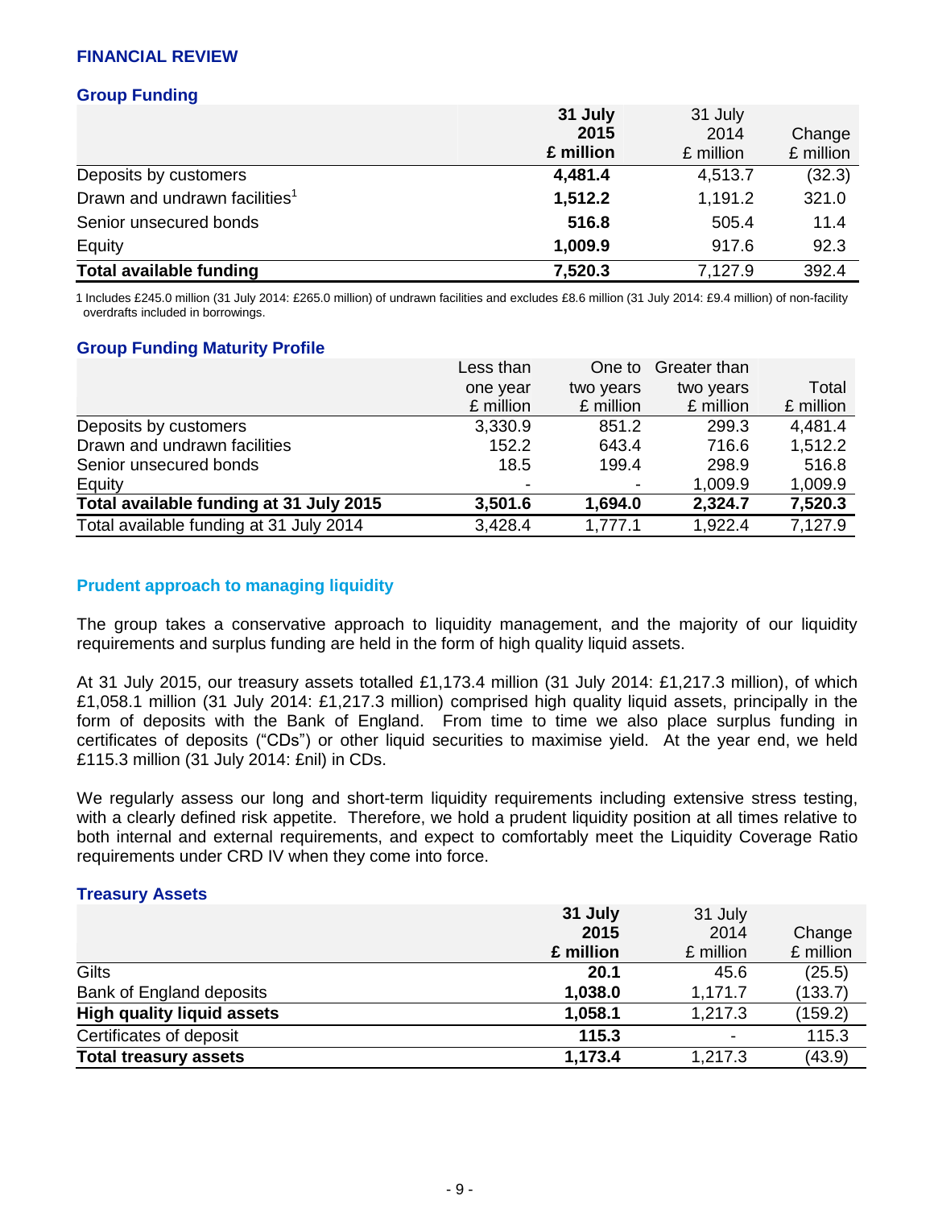## FINANCIAL REVIEW

### Group Funding

| | **31 July 2015 £ million** | 31 July 2014 £ million | Change £ million |
|---|---|---|---|
| Deposits by customers | **4,481.4** | 4,513.7 | (32.3) |
| Drawn and undrawn facilities[1] | **1,512.2** | 1,191.2 | 321.0 |
| Senior unsecured bonds | **516.8** | 505.4 | 11.4 |
| Equity | **1,009.9** | 917.6 | 92.3 |
| **Total available funding** | **7,520.3** | 7,127.9 | 392.4 |

1 Includes £245.0 million (31 July 2014: £265.0 million) of undrawn facilities and excludes £8.6 million (31 July 2014: £9.4 million) of non-facility overdrafts included in borrowings.

### Group Funding Maturity Profile

| | Less than one year £ million | One to two years £ million | Greater than two years £ million | Total £ million |
|---|---|---|---|---|
| Deposits by customers | 3,330.9 | 851.2 | 299.3 | 4,481.4 |
| Drawn and undrawn facilities | 152.2 | 643.4 | 716.6 | 1,512.2 |
| Senior unsecured bonds | 18.5 | 199.4 | 298.9 | 516.8 |
| Equity | - | - | 1,009.9 | 1,009.9 |
| **Total available funding at 31 July 2015** | **3,501.6** | **1,694.0** | **2,324.7** | **7,520.3** |
| Total available funding at 31 July 2014 | 3,428.4 | 1,777.1 | 1,922.4 | 7,127.9 |

### Prudent approach to managing liquidity

The group takes a conservative approach to liquidity management, and the majority of our liquidity requirements and surplus funding are held in the form of high quality liquid assets.

At 31 July 2015, our treasury assets totalled £1,173.4 million (31 July 2014: £1,217.3 million), of which £1,058.1 million (31 July 2014: £1,217.3 million) comprised high quality liquid assets, principally in the form of deposits with the Bank of England. From time to time we also place surplus funding in certificates of deposits ("CDs") or other liquid securities to maximise yield. At the year end, we held £115.3 million (31 July 2014: £nil) in CDs.

We regularly assess our long and short-term liquidity requirements including extensive stress testing, with a clearly defined risk appetite. Therefore, we hold a prudent liquidity position at all times relative to both internal and external requirements, and expect to comfortably meet the Liquidity Coverage Ratio requirements under CRD IV when they come into force.

### Treasury Assets

| | **31 July 2015 £ million** | 31 July 2014 £ million | Change £ million |
|---|---|---|---|
| Gilts | **20.1** | 45.6 | (25.5) |
| Bank of England deposits | **1,038.0** | 1,171.7 | (133.7) |
| **High quality liquid assets** | **1,058.1** | 1,217.3 | (159.2) |
| Certificates of deposit | **115.3** | - | 115.3 |
| **Total treasury assets** | **1,173.4** | 1,217.3 | (43.9) |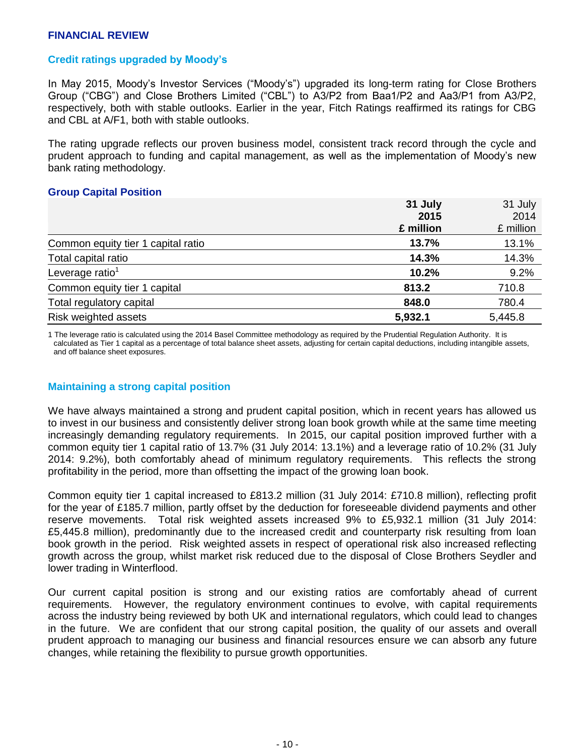## FINANCIAL REVIEW

### Credit ratings upgraded by Moody's

In May 2015, Moody's Investor Services ("Moody's") upgraded its long-term rating for Close Brothers Group ("CBG") and Close Brothers Limited ("CBL") to A3/P2 from Baa1/P2 and Aa3/P1 from A3/P2, respectively, both with stable outlooks. Earlier in the year, Fitch Ratings reaffirmed its ratings for CBG and CBL at A/F1, both with stable outlooks.

The rating upgrade reflects our proven business model, consistent track record through the cycle and prudent approach to funding and capital management, as well as the implementation of Moody's new bank rating methodology.

### Group Capital Position

| | **31 July 2015 £ million** | 31 July 2014 £ million |
|---|---|---|
| Common equity tier 1 capital ratio | **13.7%** | 13.1% |
| Total capital ratio | **14.3%** | 14.3% |
| Leverage ratio[1] | **10.2%** | 9.2% |
| Common equity tier 1 capital | **813.2** | 710.8 |
| Total regulatory capital | **848.0** | 780.4 |
| Risk weighted assets | **5,932.1** | 5,445.8 |

1 The leverage ratio is calculated using the 2014 Basel Committee methodology as required by the Prudential Regulation Authority. It is calculated as Tier 1 capital as a percentage of total balance sheet assets, adjusting for certain capital deductions, including intangible assets, and off balance sheet exposures.

### Maintaining a strong capital position

We have always maintained a strong and prudent capital position, which in recent years has allowed us to invest in our business and consistently deliver strong loan book growth while at the same time meeting increasingly demanding regulatory requirements. In 2015, our capital position improved further with a common equity tier 1 capital ratio of 13.7% (31 July 2014: 13.1%) and a leverage ratio of 10.2% (31 July 2014: 9.2%), both comfortably ahead of minimum regulatory requirements. This reflects the strong profitability in the period, more than offsetting the impact of the growing loan book.

Common equity tier 1 capital increased to £813.2 million (31 July 2014: £710.8 million), reflecting profit for the year of £185.7 million, partly offset by the deduction for foreseeable dividend payments and other reserve movements. Total risk weighted assets increased 9% to £5,932.1 million (31 July 2014: £5,445.8 million), predominantly due to the increased credit and counterparty risk resulting from loan book growth in the period. Risk weighted assets in respect of operational risk also increased reflecting growth across the group, whilst market risk reduced due to the disposal of Close Brothers Seydler and lower trading in Winterflood.

Our current capital position is strong and our existing ratios are comfortably ahead of current requirements. However, the regulatory environment continues to evolve, with capital requirements across the industry being reviewed by both UK and international regulators, which could lead to changes in the future. We are confident that our strong capital position, the quality of our assets and overall prudent approach to managing our business and financial resources ensure we can absorb any future changes, while retaining the flexibility to pursue growth opportunities.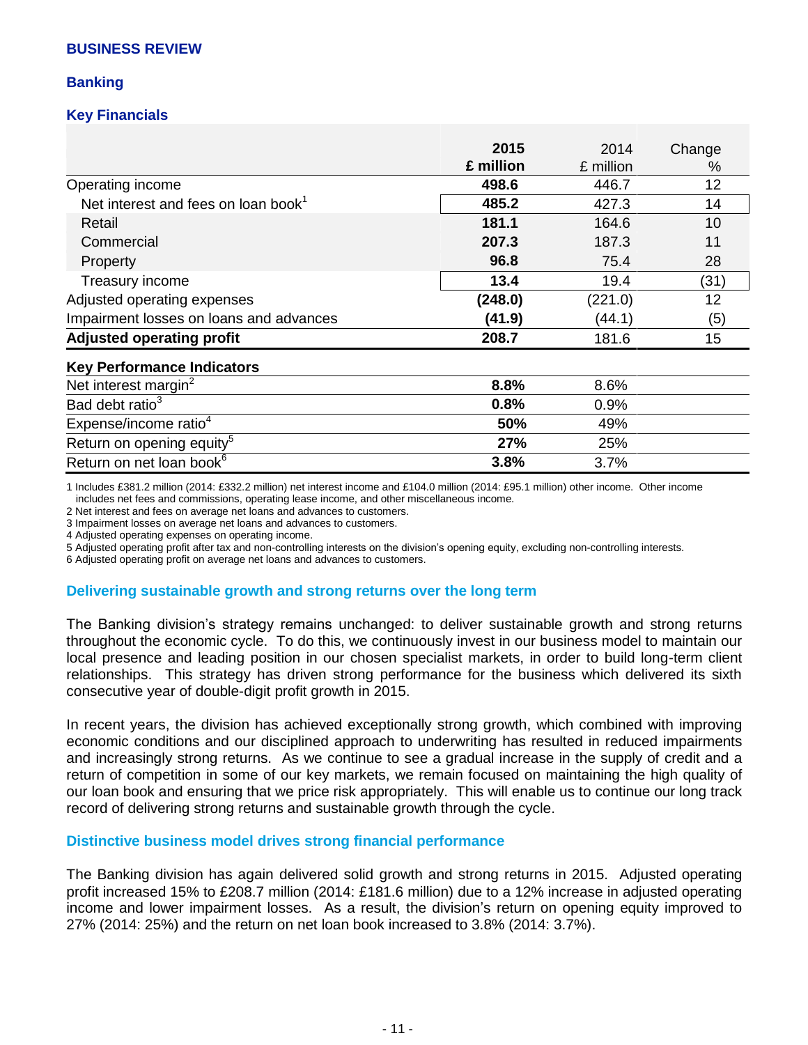# BUSINESS REVIEW

## Banking

### Key Financials

| | 2015 £ million | 2014 £ million | Change % |
|---|---|---|---|
| Operating income | **498.6** | 446.7 | 12 |
| Net interest and fees on loan book[1] | **485.2** | 427.3 | 14 |
| Retail | **181.1** | 164.6 | 10 |
| Commercial | **207.3** | 187.3 | 11 |
| Property | **96.8** | 75.4 | 28 |
| Treasury income | **13.4** | 19.4 | (31) |
| Adjusted operating expenses | **(248.0)** | (221.0) | 12 |
| Impairment losses on loans and advances | **(41.9)** | (44.1) | (5) |
| **Adjusted operating profit** | **208.7** | 181.6 | 15 |
| **Key Performance Indicators** | | | |
| Net interest margin[2] | **8.8%** | 8.6% | |
| Bad debt ratio[3] | **0.8%** | 0.9% | |
| Expense/income ratio[4] | **50%** | 49% | |
| Return on opening equity[5] | **27%** | 25% | |
| Return on net loan book[6] | **3.8%** | 3.7% | |

1 Includes £381.2 million (2014: £332.2 million) net interest income and £104.0 million (2014: £95.1 million) other income. Other income includes net fees and commissions, operating lease income, and other miscellaneous income.
2 Net interest and fees on average net loans and advances to customers.
3 Impairment losses on average net loans and advances to customers.
4 Adjusted operating expenses on operating income.
5 Adjusted operating profit after tax and non-controlling interests on the division's opening equity, excluding non-controlling interests.
6 Adjusted operating profit on average net loans and advances to customers.

### Delivering sustainable growth and strong returns over the long term

The Banking division's strategy remains unchanged: to deliver sustainable growth and strong returns throughout the economic cycle. To do this, we continuously invest in our business model to maintain our local presence and leading position in our chosen specialist markets, in order to build long-term client relationships. This strategy has driven strong performance for the business which delivered its sixth consecutive year of double-digit profit growth in 2015.

In recent years, the division has achieved exceptionally strong growth, which combined with improving economic conditions and our disciplined approach to underwriting has resulted in reduced impairments and increasingly strong returns. As we continue to see a gradual increase in the supply of credit and a return of competition in some of our key markets, we remain focused on maintaining the high quality of our loan book and ensuring that we price risk appropriately. This will enable us to continue our long track record of delivering strong returns and sustainable growth through the cycle.

### Distinctive business model drives strong financial performance

The Banking division has again delivered solid growth and strong returns in 2015. Adjusted operating profit increased 15% to £208.7 million (2014: £181.6 million) due to a 12% increase in adjusted operating income and lower impairment losses. As a result, the division's return on opening equity improved to 27% (2014: 25%) and the return on net loan book increased to 3.8% (2014: 3.7%).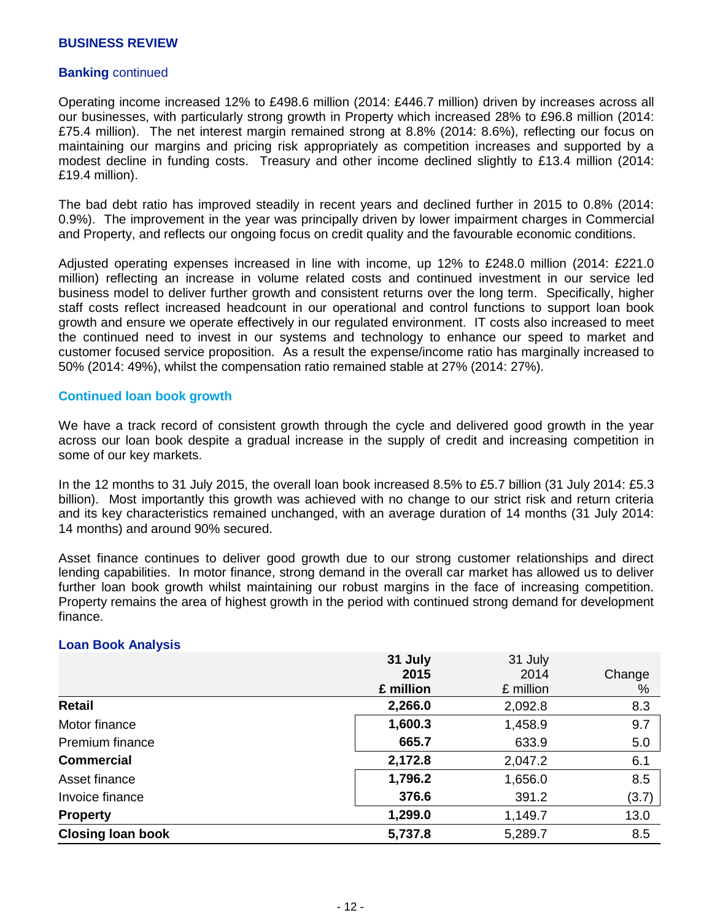## BUSINESS REVIEW

### Banking continued

Operating income increased 12% to £498.6 million (2014: £446.7 million) driven by increases across all our businesses, with particularly strong growth in Property which increased 28% to £96.8 million (2014: £75.4 million). The net interest margin remained strong at 8.8% (2014: 8.6%), reflecting our focus on maintaining our margins and pricing risk appropriately as competition increases and supported by a modest decline in funding costs. Treasury and other income declined slightly to £13.4 million (2014: £19.4 million).

The bad debt ratio has improved steadily in recent years and declined further in 2015 to 0.8% (2014: 0.9%). The improvement in the year was principally driven by lower impairment charges in Commercial and Property, and reflects our ongoing focus on credit quality and the favourable economic conditions.

Adjusted operating expenses increased in line with income, up 12% to £248.0 million (2014: £221.0 million) reflecting an increase in volume related costs and continued investment in our service led business model to deliver further growth and consistent returns over the long term. Specifically, higher staff costs reflect increased headcount in our operational and control functions to support loan book growth and ensure we operate effectively in our regulated environment. IT costs also increased to meet the continued need to invest in our systems and technology to enhance our speed to market and customer focused service proposition. As a result the expense/income ratio has marginally increased to 50% (2014: 49%), whilst the compensation ratio remained stable at 27% (2014: 27%).

### Continued loan book growth

We have a track record of consistent growth through the cycle and delivered good growth in the year across our loan book despite a gradual increase in the supply of credit and increasing competition in some of our key markets.

In the 12 months to 31 July 2015, the overall loan book increased 8.5% to £5.7 billion (31 July 2014: £5.3 billion). Most importantly this growth was achieved with no change to our strict risk and return criteria and its key characteristics remained unchanged, with an average duration of 14 months (31 July 2014: 14 months) and around 90% secured.

Asset finance continues to deliver good growth due to our strong customer relationships and direct lending capabilities. In motor finance, strong demand in the overall car market has allowed us to deliver further loan book growth whilst maintaining our robust margins in the face of increasing competition. Property remains the area of highest growth in the period with continued strong demand for development finance.

### Loan Book Analysis

| | **31 July 2015 £ million** | 31 July 2014 £ million | Change % |
|---|---|---|---|
| **Retail** | **2,266.0** | 2,092.8 | 8.3 |
| Motor finance | **1,600.3** | 1,458.9 | 9.7 |
| Premium finance | **665.7** | 633.9 | 5.0 |
| **Commercial** | **2,172.8** | 2,047.2 | 6.1 |
| Asset finance | **1,796.2** | 1,656.0 | 8.5 |
| Invoice finance | **376.6** | 391.2 | (3.7) |
| **Property** | **1,299.0** | 1,149.7 | 13.0 |
| **Closing loan book** | **5,737.8** | 5,289.7 | 8.5 |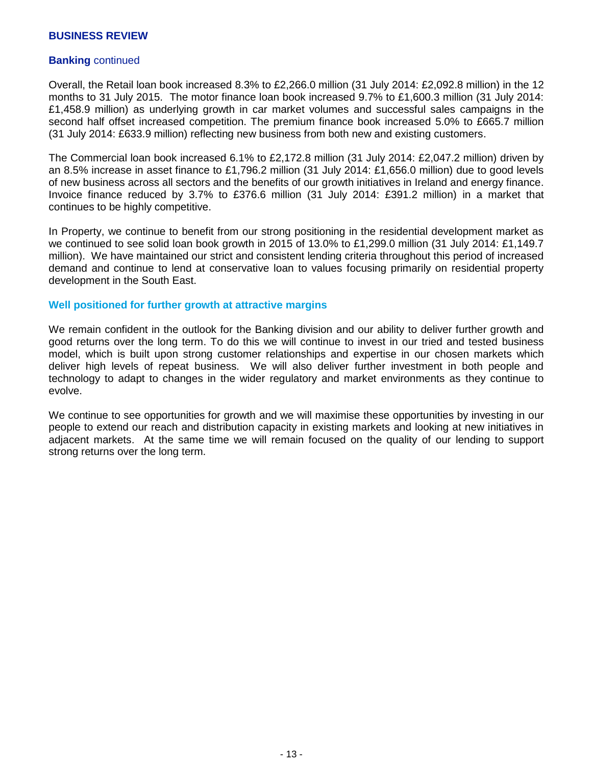## BUSINESS REVIEW

### **Banking** continued

Overall, the Retail loan book increased 8.3% to £2,266.0 million (31 July 2014: £2,092.8 million) in the 12 months to 31 July 2015. The motor finance loan book increased 9.7% to £1,600.3 million (31 July 2014: £1,458.9 million) as underlying growth in car market volumes and successful sales campaigns in the second half offset increased competition. The premium finance book increased 5.0% to £665.7 million (31 July 2014: £633.9 million) reflecting new business from both new and existing customers.

The Commercial loan book increased 6.1% to £2,172.8 million (31 July 2014: £2,047.2 million) driven by an 8.5% increase in asset finance to £1,796.2 million (31 July 2014: £1,656.0 million) due to good levels of new business across all sectors and the benefits of our growth initiatives in Ireland and energy finance. Invoice finance reduced by 3.7% to £376.6 million (31 July 2014: £391.2 million) in a market that continues to be highly competitive.

In Property, we continue to benefit from our strong positioning in the residential development market as we continued to see solid loan book growth in 2015 of 13.0% to £1,299.0 million (31 July 2014: £1,149.7 million). We have maintained our strict and consistent lending criteria throughout this period of increased demand and continue to lend at conservative loan to values focusing primarily on residential property development in the South East.

### Well positioned for further growth at attractive margins

We remain confident in the outlook for the Banking division and our ability to deliver further growth and good returns over the long term. To do this we will continue to invest in our tried and tested business model, which is built upon strong customer relationships and expertise in our chosen markets which deliver high levels of repeat business. We will also deliver further investment in both people and technology to adapt to changes in the wider regulatory and market environments as they continue to evolve.

We continue to see opportunities for growth and we will maximise these opportunities by investing in our people to extend our reach and distribution capacity in existing markets and looking at new initiatives in adjacent markets. At the same time we will remain focused on the quality of our lending to support strong returns over the long term.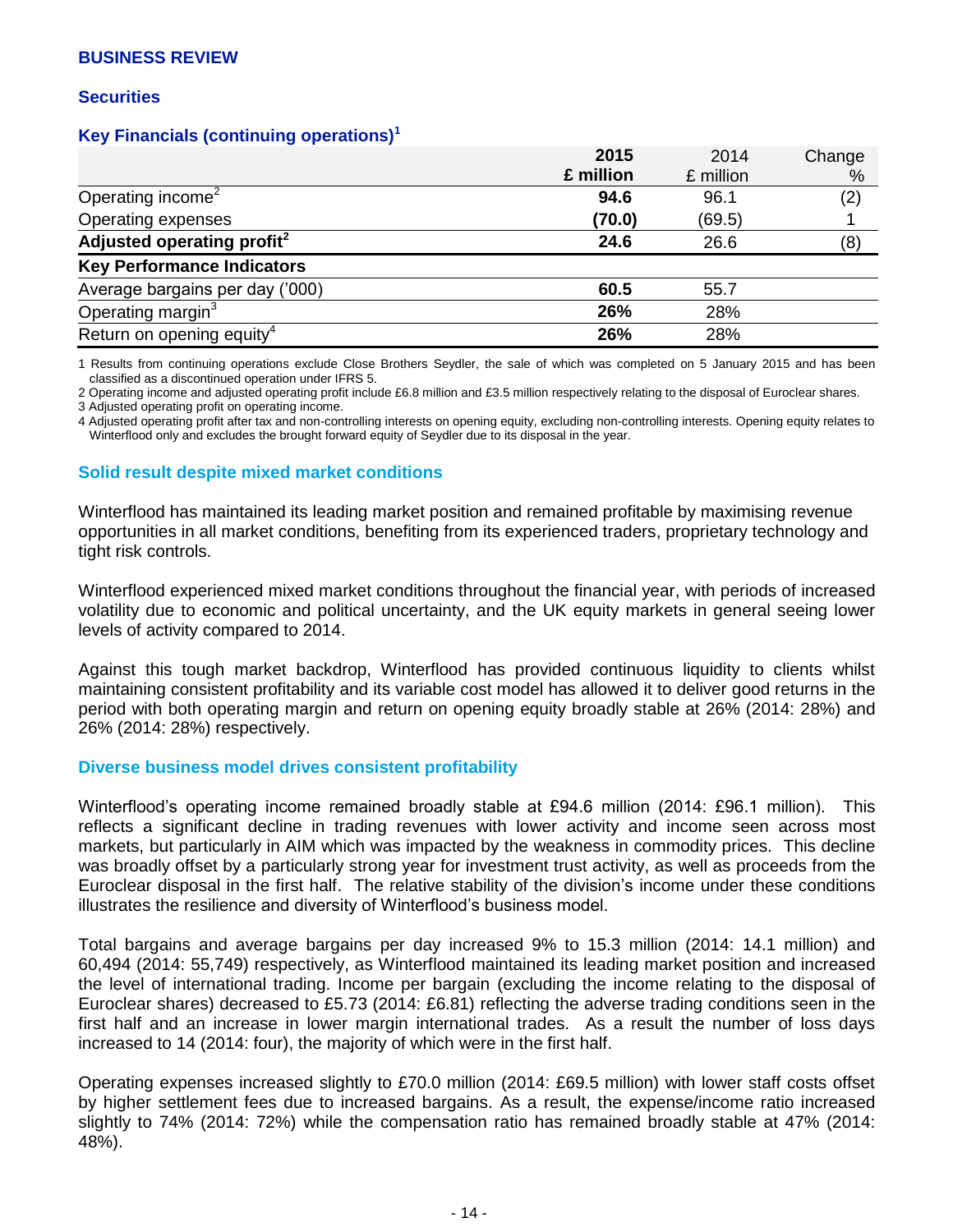## BUSINESS REVIEW

### Securities

### Key Financials (continuing operations)[1]

| | 2015 £ million | 2014 £ million | Change % |
|---|---|---|---|
| Operating income[2] | **94.6** | 96.1 | (2) |
| Operating expenses | **(70.0)** | (69.5) | 1 |
| **Adjusted operating profit[2]** | **24.6** | 26.6 | (8) |
| **Key Performance Indicators** | | | |
| Average bargains per day ('000) | **60.5** | 55.7 | |
| Operating margin[3] | **26%** | 28% | |
| Return on opening equity[4] | **26%** | 28% | |

1 Results from continuing operations exclude Close Brothers Seydler, the sale of which was completed on 5 January 2015 and has been classified as a discontinued operation under IFRS 5.

2 Operating income and adjusted operating profit include £6.8 million and £3.5 million respectively relating to the disposal of Euroclear shares.

3 Adjusted operating profit on operating income.

4 Adjusted operating profit after tax and non-controlling interests on opening equity, excluding non-controlling interests. Opening equity relates to Winterflood only and excludes the brought forward equity of Seydler due to its disposal in the year.

### Solid result despite mixed market conditions

Winterflood has maintained its leading market position and remained profitable by maximising revenue opportunities in all market conditions, benefiting from its experienced traders, proprietary technology and tight risk controls.

Winterflood experienced mixed market conditions throughout the financial year, with periods of increased volatility due to economic and political uncertainty, and the UK equity markets in general seeing lower levels of activity compared to 2014.

Against this tough market backdrop, Winterflood has provided continuous liquidity to clients whilst maintaining consistent profitability and its variable cost model has allowed it to deliver good returns in the period with both operating margin and return on opening equity broadly stable at 26% (2014: 28%) and 26% (2014: 28%) respectively.

### Diverse business model drives consistent profitability

Winterflood's operating income remained broadly stable at £94.6 million (2014: £96.1 million). This reflects a significant decline in trading revenues with lower activity and income seen across most markets, but particularly in AIM which was impacted by the weakness in commodity prices. This decline was broadly offset by a particularly strong year for investment trust activity, as well as proceeds from the Euroclear disposal in the first half. The relative stability of the division's income under these conditions illustrates the resilience and diversity of Winterflood's business model.

Total bargains and average bargains per day increased 9% to 15.3 million (2014: 14.1 million) and 60,494 (2014: 55,749) respectively, as Winterflood maintained its leading market position and increased the level of international trading. Income per bargain (excluding the income relating to the disposal of Euroclear shares) decreased to £5.73 (2014: £6.81) reflecting the adverse trading conditions seen in the first half and an increase in lower margin international trades. As a result the number of loss days increased to 14 (2014: four), the majority of which were in the first half.

Operating expenses increased slightly to £70.0 million (2014: £69.5 million) with lower staff costs offset by higher settlement fees due to increased bargains. As a result, the expense/income ratio increased slightly to 74% (2014: 72%) while the compensation ratio has remained broadly stable at 47% (2014: 48%).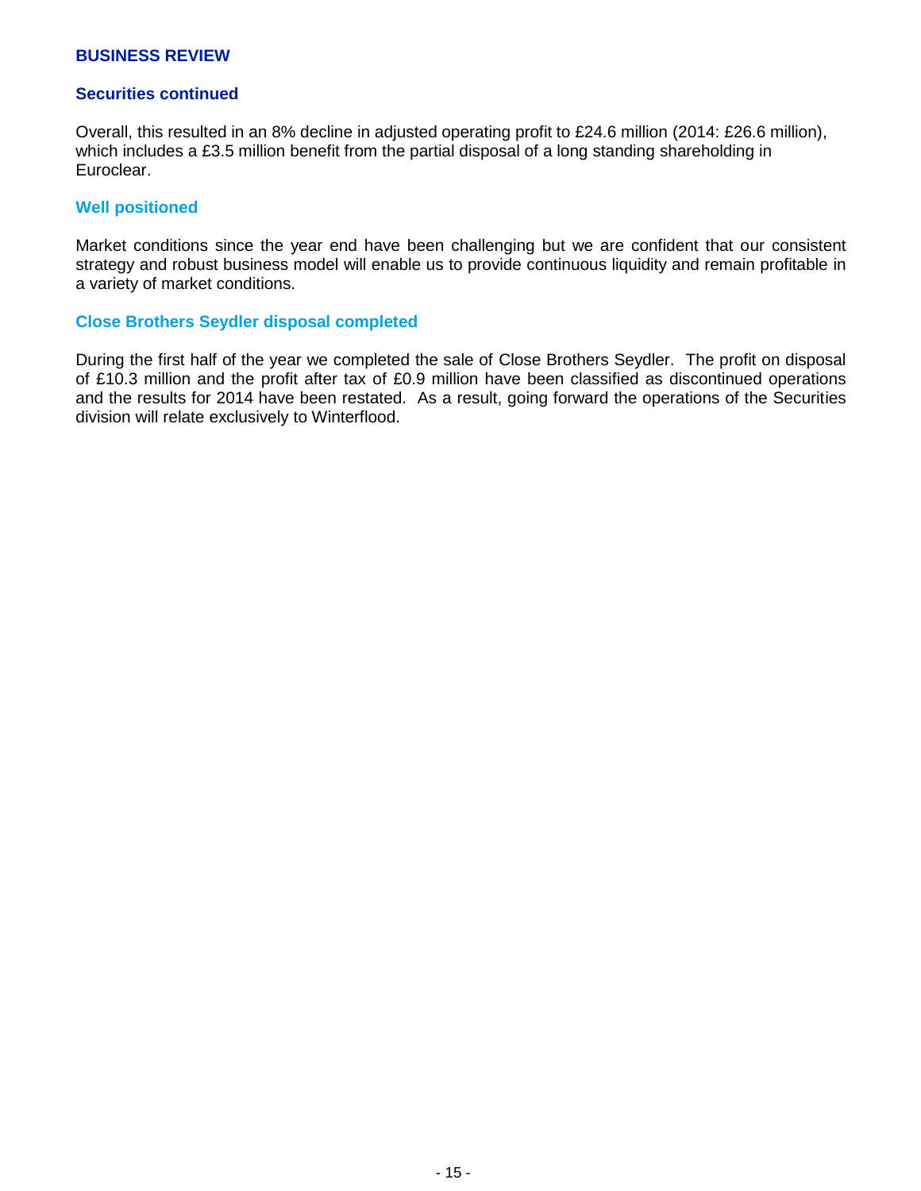## BUSINESS REVIEW

### Securities continued

Overall, this resulted in an 8% decline in adjusted operating profit to £24.6 million (2014: £26.6 million), which includes a £3.5 million benefit from the partial disposal of a long standing shareholding in Euroclear.

### Well positioned

Market conditions since the year end have been challenging but we are confident that our consistent strategy and robust business model will enable us to provide continuous liquidity and remain profitable in a variety of market conditions.

### Close Brothers Seydler disposal completed

During the first half of the year we completed the sale of Close Brothers Seydler. The profit on disposal of £10.3 million and the profit after tax of £0.9 million have been classified as discontinued operations and the results for 2014 have been restated. As a result, going forward the operations of the Securities division will relate exclusively to Winterflood.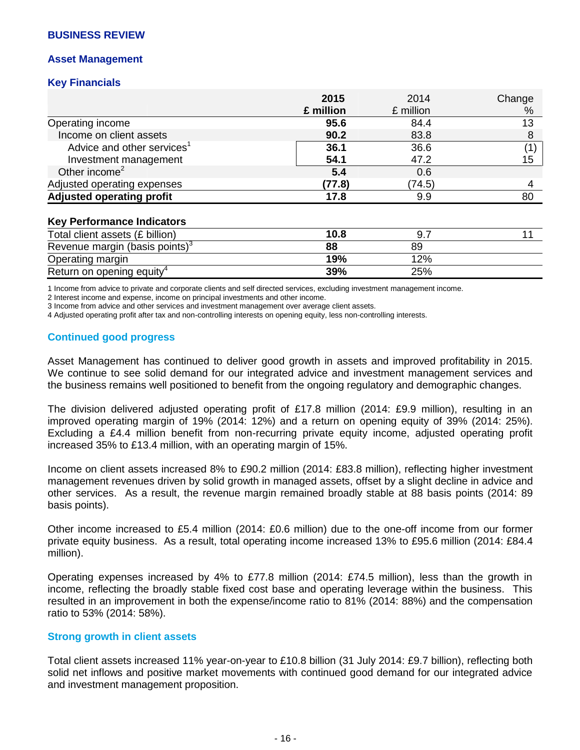# BUSINESS REVIEW

## Asset Management

### Key Financials

| | 2015 £ million | 2014 £ million | Change % |
|---|---|---|---|
| Operating income | **95.6** | 84.4 | 13 |
| Income on client assets | **90.2** | 83.8 | 8 |
| Advice and other services[1] | **36.1** | 36.6 | (1) |
| Investment management | **54.1** | 47.2 | 15 |
| Other income[2] | **5.4** | 0.6 | |
| Adjusted operating expenses | **(77.8)** | (74.5) | 4 |
| **Adjusted operating profit** | **17.8** | 9.9 | 80 |
| **Key Performance Indicators** | | | |
| Total client assets (£ billion) | **10.8** | 9.7 | 11 |
| Revenue margin (basis points)[3] | **88** | 89 | |
| Operating margin | **19%** | 12% | |
| Return on opening equity[4] | **39%** | 25% | |

1 Income from advice to private and corporate clients and self directed services, excluding investment management income.
2 Interest income and expense, income on principal investments and other income.
3 Income from advice and other services and investment management over average client assets.
4 Adjusted operating profit after tax and non-controlling interests on opening equity, less non-controlling interests.

### Continued good progress

Asset Management has continued to deliver good growth in assets and improved profitability in 2015. We continue to see solid demand for our integrated advice and investment management services and the business remains well positioned to benefit from the ongoing regulatory and demographic changes.

The division delivered adjusted operating profit of £17.8 million (2014: £9.9 million), resulting in an improved operating margin of 19% (2014: 12%) and a return on opening equity of 39% (2014: 25%). Excluding a £4.4 million benefit from non-recurring private equity income, adjusted operating profit increased 35% to £13.4 million, with an operating margin of 15%.

Income on client assets increased 8% to £90.2 million (2014: £83.8 million), reflecting higher investment management revenues driven by solid growth in managed assets, offset by a slight decline in advice and other services. As a result, the revenue margin remained broadly stable at 88 basis points (2014: 89 basis points).

Other income increased to £5.4 million (2014: £0.6 million) due to the one-off income from our former private equity business. As a result, total operating income increased 13% to £95.6 million (2014: £84.4 million).

Operating expenses increased by 4% to £77.8 million (2014: £74.5 million), less than the growth in income, reflecting the broadly stable fixed cost base and operating leverage within the business. This resulted in an improvement in both the expense/income ratio to 81% (2014: 88%) and the compensation ratio to 53% (2014: 58%).

### Strong growth in client assets

Total client assets increased 11% year-on-year to £10.8 billion (31 July 2014: £9.7 billion), reflecting both solid net inflows and positive market movements with continued good demand for our integrated advice and investment management proposition.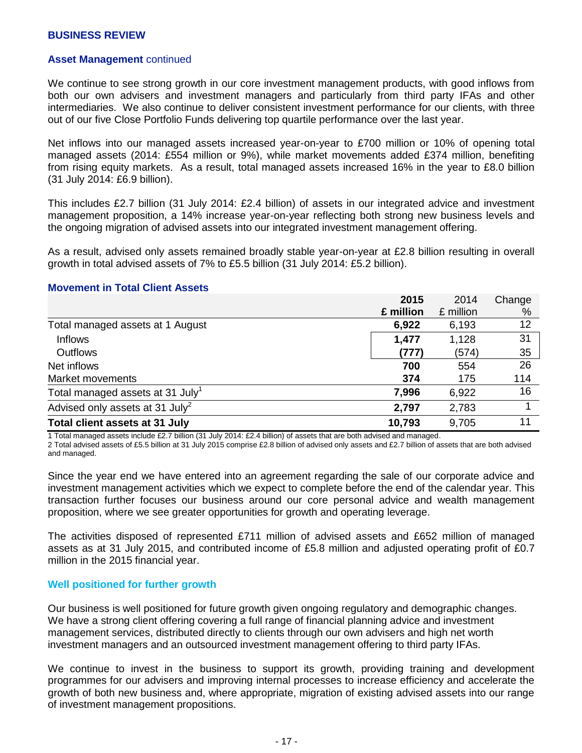## BUSINESS REVIEW

### Asset Management continued

We continue to see strong growth in our core investment management products, with good inflows from both our own advisers and investment managers and particularly from third party IFAs and other intermediaries. We also continue to deliver consistent investment performance for our clients, with three out of our five Close Portfolio Funds delivering top quartile performance over the last year.

Net inflows into our managed assets increased year-on-year to £700 million or 10% of opening total managed assets (2014: £554 million or 9%), while market movements added £374 million, benefiting from rising equity markets. As a result, total managed assets increased 16% in the year to £8.0 billion (31 July 2014: £6.9 billion).

This includes £2.7 billion (31 July 2014: £2.4 billion) of assets in our integrated advice and investment management proposition, a 14% increase year-on-year reflecting both strong new business levels and the ongoing migration of advised assets into our integrated investment management offering.

As a result, advised only assets remained broadly stable year-on-year at £2.8 billion resulting in overall growth in total advised assets of 7% to £5.5 billion (31 July 2014: £5.2 billion).

### Movement in Total Client Assets

| | 2015 £ million | 2014 £ million | Change % |
|---|---|---|---|
| Total managed assets at 1 August | **6,922** | 6,193 | 12 |
| Inflows | **1,477** | 1,128 | 31 |
| Outflows | **(777)** | (574) | 35 |
| Net inflows | **700** | 554 | 26 |
| Market movements | **374** | 175 | 114 |
| Total managed assets at 31 July[1] | **7,996** | 6,922 | 16 |
| Advised only assets at 31 July[2] | **2,797** | 2,783 | 1 |
| **Total client assets at 31 July** | **10,793** | 9,705 | 11 |

1 Total managed assets include £2.7 billion (31 July 2014: £2.4 billion) of assets that are both advised and managed.
2 Total advised assets of £5.5 billion at 31 July 2015 comprise £2.8 billion of advised only assets and £2.7 billion of assets that are both advised and managed.

Since the year end we have entered into an agreement regarding the sale of our corporate advice and investment management activities which we expect to complete before the end of the calendar year. This transaction further focuses our business around our core personal advice and wealth management proposition, where we see greater opportunities for growth and operating leverage.

The activities disposed of represented £711 million of advised assets and £652 million of managed assets as at 31 July 2015, and contributed income of £5.8 million and adjusted operating profit of £0.7 million in the 2015 financial year.

### Well positioned for further growth

Our business is well positioned for future growth given ongoing regulatory and demographic changes. We have a strong client offering covering a full range of financial planning advice and investment management services, distributed directly to clients through our own advisers and high net worth investment managers and an outsourced investment management offering to third party IFAs.

We continue to invest in the business to support its growth, providing training and development programmes for our advisers and improving internal processes to increase efficiency and accelerate the growth of both new business and, where appropriate, migration of existing advised assets into our range of investment management propositions.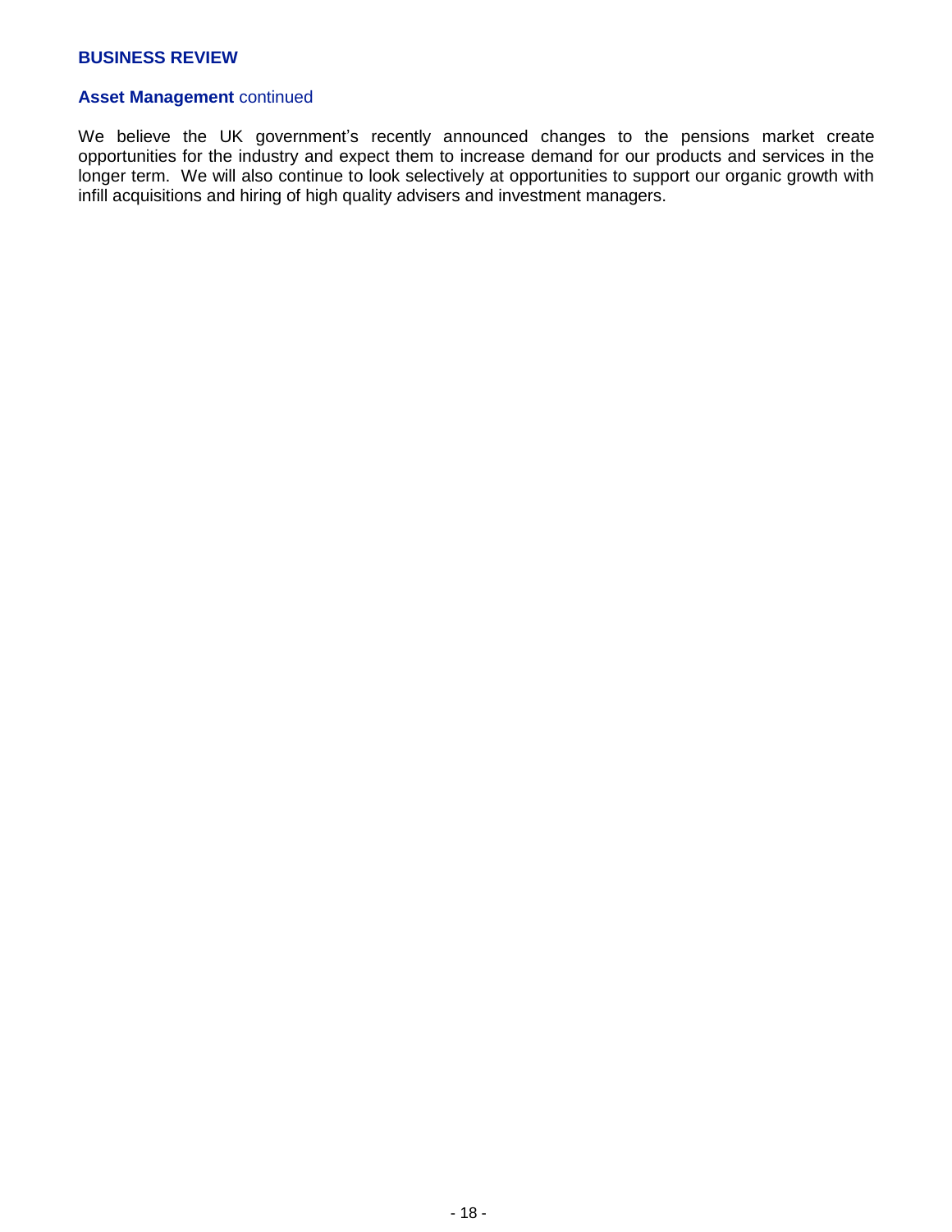## BUSINESS REVIEW

### **Asset Management** continued

We believe the UK government's recently announced changes to the pensions market create opportunities for the industry and expect them to increase demand for our products and services in the longer term. We will also continue to look selectively at opportunities to support our organic growth with infill acquisitions and hiring of high quality advisers and investment managers.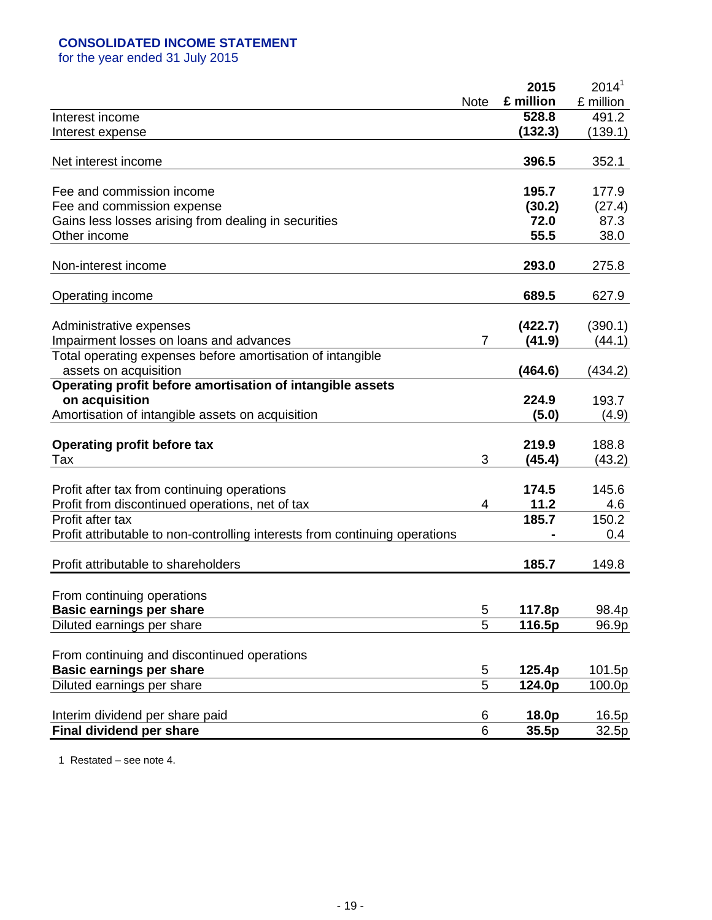## CONSOLIDATED INCOME STATEMENT

for the year ended 31 July 2015

| | Note | 2015 £ million | 2014[1] £ million |
|---|---|---|---|
| Interest income | | **528.8** | 491.2 |
| Interest expense | | **(132.3)** | (139.1) |
| Net interest income | | **396.5** | 352.1 |
| Fee and commission income | | **195.7** | 177.9 |
| Fee and commission expense | | **(30.2)** | (27.4) |
| Gains less losses arising from dealing in securities | | **72.0** | 87.3 |
| Other income | | **55.5** | 38.0 |
| Non-interest income | | **293.0** | 275.8 |
| Operating income | | **689.5** | 627.9 |
| Administrative expenses | | **(422.7)** | (390.1) |
| Impairment losses on loans and advances | 7 | **(41.9)** | (44.1) |
| Total operating expenses before amortisation of intangible assets on acquisition | | **(464.6)** | (434.2) |
| **Operating profit before amortisation of intangible assets on acquisition** | | **224.9** | 193.7 |
| Amortisation of intangible assets on acquisition | | **(5.0)** | (4.9) |
| **Operating profit before tax** | | **219.9** | 188.8 |
| Tax | 3 | **(45.4)** | (43.2) |
| Profit after tax from continuing operations | | **174.5** | 145.6 |
| Profit from discontinued operations, net of tax | 4 | **11.2** | 4.6 |
| Profit after tax | | **185.7** | 150.2 |
| Profit attributable to non-controlling interests from continuing operations | | **-** | 0.4 |
| Profit attributable to shareholders | | **185.7** | 149.8 |
| From continuing operations | | | |
| **Basic earnings per share** | 5 | **117.8p** | 98.4p |
| Diluted earnings per share | 5 | **116.5p** | 96.9p |
| From continuing and discontinued operations | | | |
| **Basic earnings per share** | 5 | **125.4p** | 101.5p |
| Diluted earnings per share | 5 | **124.0p** | 100.0p |
| Interim dividend per share paid | 6 | **18.0p** | 16.5p |
| **Final dividend per share** | 6 | **35.5p** | 32.5p |

1 Restated – see note 4.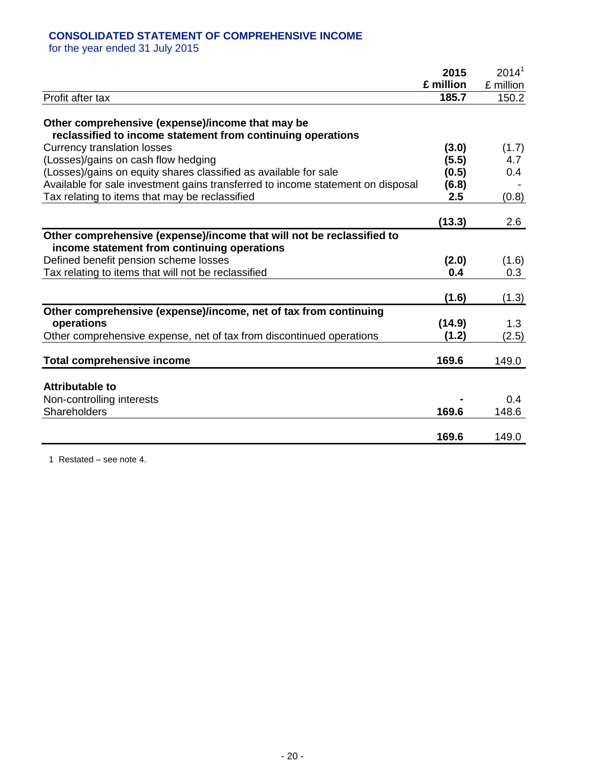## CONSOLIDATED STATEMENT OF COMPREHENSIVE INCOME

for the year ended 31 July 2015

| | **2015 £ million** | 2014[1] £ million |
|---|---|---|
| Profit after tax | **185.7** | 150.2 |
| **Other comprehensive (expense)/income that may be reclassified to income statement from continuing operations** | | |
| Currency translation losses | **(3.0)** | (1.7) |
| (Losses)/gains on cash flow hedging | **(5.5)** | 4.7 |
| (Losses)/gains on equity shares classified as available for sale | **(0.5)** | 0.4 |
| Available for sale investment gains transferred to income statement on disposal | **(6.8)** | - |
| Tax relating to items that may be reclassified | **2.5** | (0.8) |
| | **(13.3)** | 2.6 |
| **Other comprehensive (expense)/income that will not be reclassified to income statement from continuing operations** | | |
| Defined benefit pension scheme losses | **(2.0)** | (1.6) |
| Tax relating to items that will not be reclassified | **0.4** | 0.3 |
| | **(1.6)** | (1.3) |
| **Other comprehensive (expense)/income, net of tax from continuing operations** | **(14.9)** | 1.3 |
| Other comprehensive expense, net of tax from discontinued operations | **(1.2)** | (2.5) |
| **Total comprehensive income** | **169.6** | 149.0 |
| **Attributable to** | | |
| Non-controlling interests | **-** | 0.4 |
| Shareholders | **169.6** | 148.6 |
| | **169.6** | 149.0 |

1 Restated – see note 4.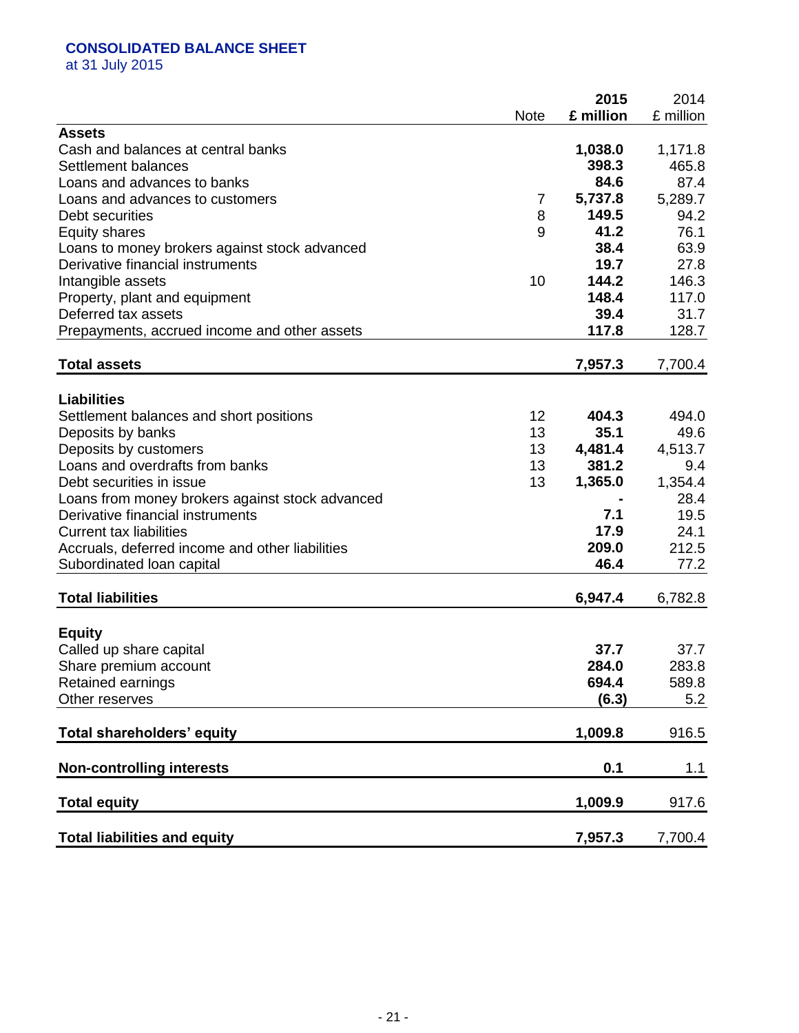**CONSOLIDATED BALANCE SHEET**
at 31 July 2015

| | Note | **2015 £ million** | 2014 £ million |
|---|---|---|---|
| **Assets** | | | |
| Cash and balances at central banks | | **1,038.0** | 1,171.8 |
| Settlement balances | | **398.3** | 465.8 |
| Loans and advances to banks | | **84.6** | 87.4 |
| Loans and advances to customers | 7 | **5,737.8** | 5,289.7 |
| Debt securities | 8 | **149.5** | 94.2 |
| Equity shares | 9 | **41.2** | 76.1 |
| Loans to money brokers against stock advanced | | **38.4** | 63.9 |
| Derivative financial instruments | | **19.7** | 27.8 |
| Intangible assets | 10 | **144.2** | 146.3 |
| Property, plant and equipment | | **148.4** | 117.0 |
| Deferred tax assets | | **39.4** | 31.7 |
| Prepayments, accrued income and other assets | | **117.8** | 128.7 |
| **Total assets** | | **7,957.3** | 7,700.4 |
| **Liabilities** | | | |
| Settlement balances and short positions | 12 | **404.3** | 494.0 |
| Deposits by banks | 13 | **35.1** | 49.6 |
| Deposits by customers | 13 | **4,481.4** | 4,513.7 |
| Loans and overdrafts from banks | 13 | **381.2** | 9.4 |
| Debt securities in issue | 13 | **1,365.0** | 1,354.4 |
| Loans from money brokers against stock advanced | | **-** | 28.4 |
| Derivative financial instruments | | **7.1** | 19.5 |
| Current tax liabilities | | **17.9** | 24.1 |
| Accruals, deferred income and other liabilities | | **209.0** | 212.5 |
| Subordinated loan capital | | **46.4** | 77.2 |
| **Total liabilities** | | **6,947.4** | 6,782.8 |
| **Equity** | | | |
| Called up share capital | | **37.7** | 37.7 |
| Share premium account | | **284.0** | 283.8 |
| Retained earnings | | **694.4** | 589.8 |
| Other reserves | | **(6.3)** | 5.2 |
| **Total shareholders' equity** | | **1,009.8** | 916.5 |
| **Non-controlling interests** | | **0.1** | 1.1 |
| **Total equity** | | **1,009.9** | 917.6 |
| **Total liabilities and equity** | | **7,957.3** | 7,700.4 |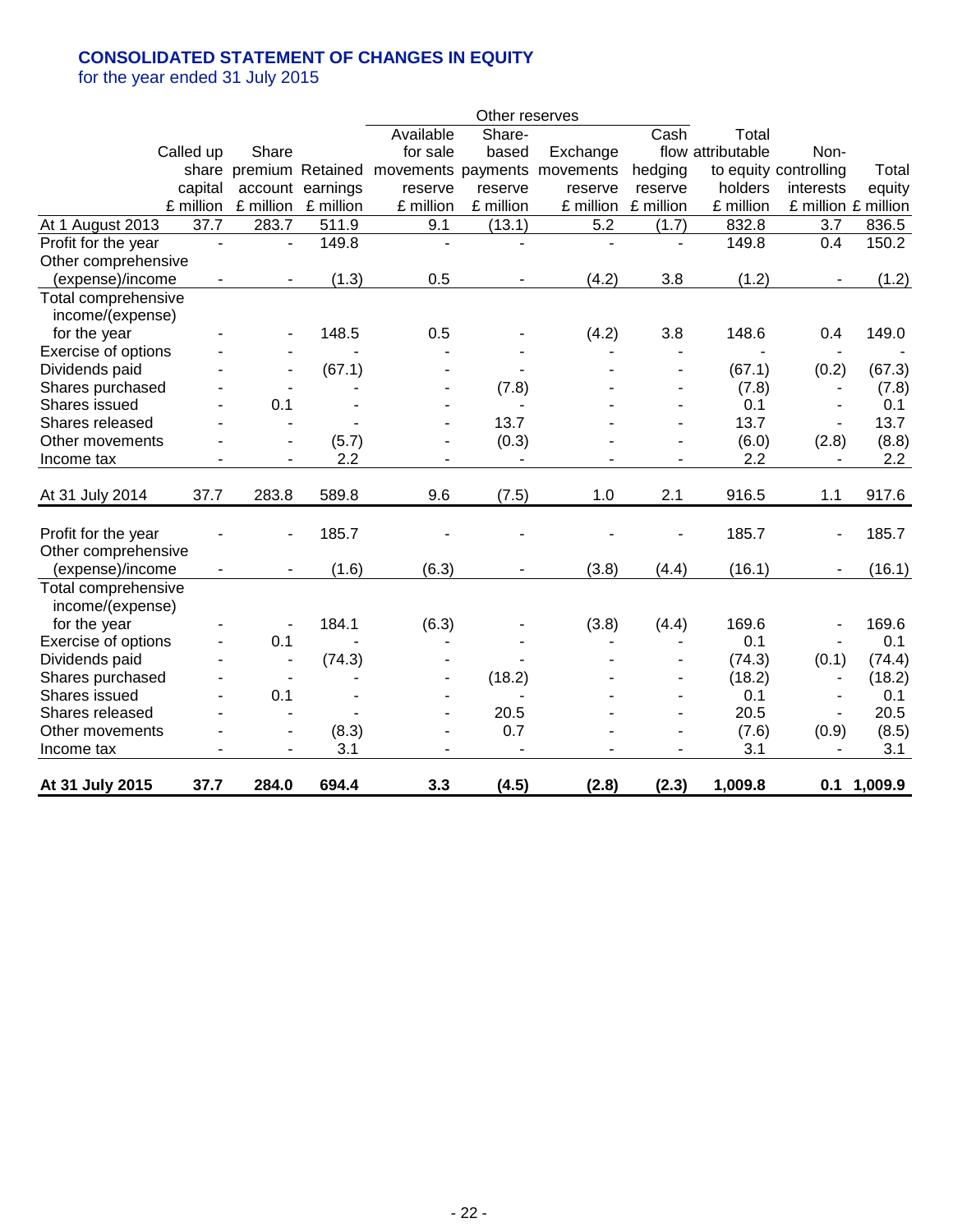## CONSOLIDATED STATEMENT OF CHANGES IN EQUITY

for the year ended 31 July 2015

| | Called up share capital £ million | Share premium account £ million | Retained earnings £ million | Other reserves: Available for sale movements reserve £ million | Other reserves: Share-based payments reserve £ million | Other reserves: Exchange movements reserve £ million | Other reserves: Cash flow hedging reserve £ million | Total attributable to equity holders £ million | Non-controlling interests £ million | Total equity £ million |
|---|---|---|---|---|---|---|---|---|---|---|
| At 1 August 2013 | 37.7 | 283.7 | 511.9 | 9.1 | (13.1) | 5.2 | (1.7) | 832.8 | 3.7 | 836.5 |
| Profit for the year | - | - | 149.8 | - | - | - | - | 149.8 | 0.4 | 150.2 |
| Other comprehensive (expense)/income | - | - | (1.3) | 0.5 | - | (4.2) | 3.8 | (1.2) | - | (1.2) |
| Total comprehensive income/(expense) for the year | - | - | 148.5 | 0.5 | - | (4.2) | 3.8 | 148.6 | 0.4 | 149.0 |
| Exercise of options | - | - | - | - | - | - | - | - | - | - |
| Dividends paid | - | - | (67.1) | - | - | - | - | (67.1) | (0.2) | (67.3) |
| Shares purchased | - | - | - | - | (7.8) | - | - | (7.8) | - | (7.8) |
| Shares issued | - | 0.1 | - | - | - | - | - | 0.1 | - | 0.1 |
| Shares released | - | - | - | - | 13.7 | - | - | 13.7 | - | 13.7 |
| Other movements | - | - | (5.7) | - | (0.3) | - | - | (6.0) | (2.8) | (8.8) |
| Income tax | - | - | 2.2 | - | - | - | - | 2.2 | - | 2.2 |
| At 31 July 2014 | 37.7 | 283.8 | 589.8 | 9.6 | (7.5) | 1.0 | 2.1 | 916.5 | 1.1 | 917.6 |
| Profit for the year | - | - | 185.7 | - | - | - | - | 185.7 | - | 185.7 |
| Other comprehensive (expense)/income | - | - | (1.6) | (6.3) | - | (3.8) | (4.4) | (16.1) | - | (16.1) |
| Total comprehensive income/(expense) for the year | - | - | 184.1 | (6.3) | - | (3.8) | (4.4) | 169.6 | - | 169.6 |
| Exercise of options | - | 0.1 | - | - | - | - | - | 0.1 | - | 0.1 |
| Dividends paid | - | - | (74.3) | - | - | - | - | (74.3) | (0.1) | (74.4) |
| Shares purchased | - | - | - | - | (18.2) | - | - | (18.2) | - | (18.2) |
| Shares issued | - | 0.1 | - | - | - | - | - | 0.1 | - | 0.1 |
| Shares released | - | - | - | - | 20.5 | - | - | 20.5 | - | 20.5 |
| Other movements | - | - | (8.3) | - | 0.7 | - | - | (7.6) | (0.9) | (8.5) |
| Income tax | - | - | 3.1 | - | - | - | - | 3.1 | - | 3.1 |
| **At 31 July 2015** | **37.7** | **284.0** | **694.4** | **3.3** | **(4.5)** | **(2.8)** | **(2.3)** | **1,009.8** | **0.1** | **1,009.9** |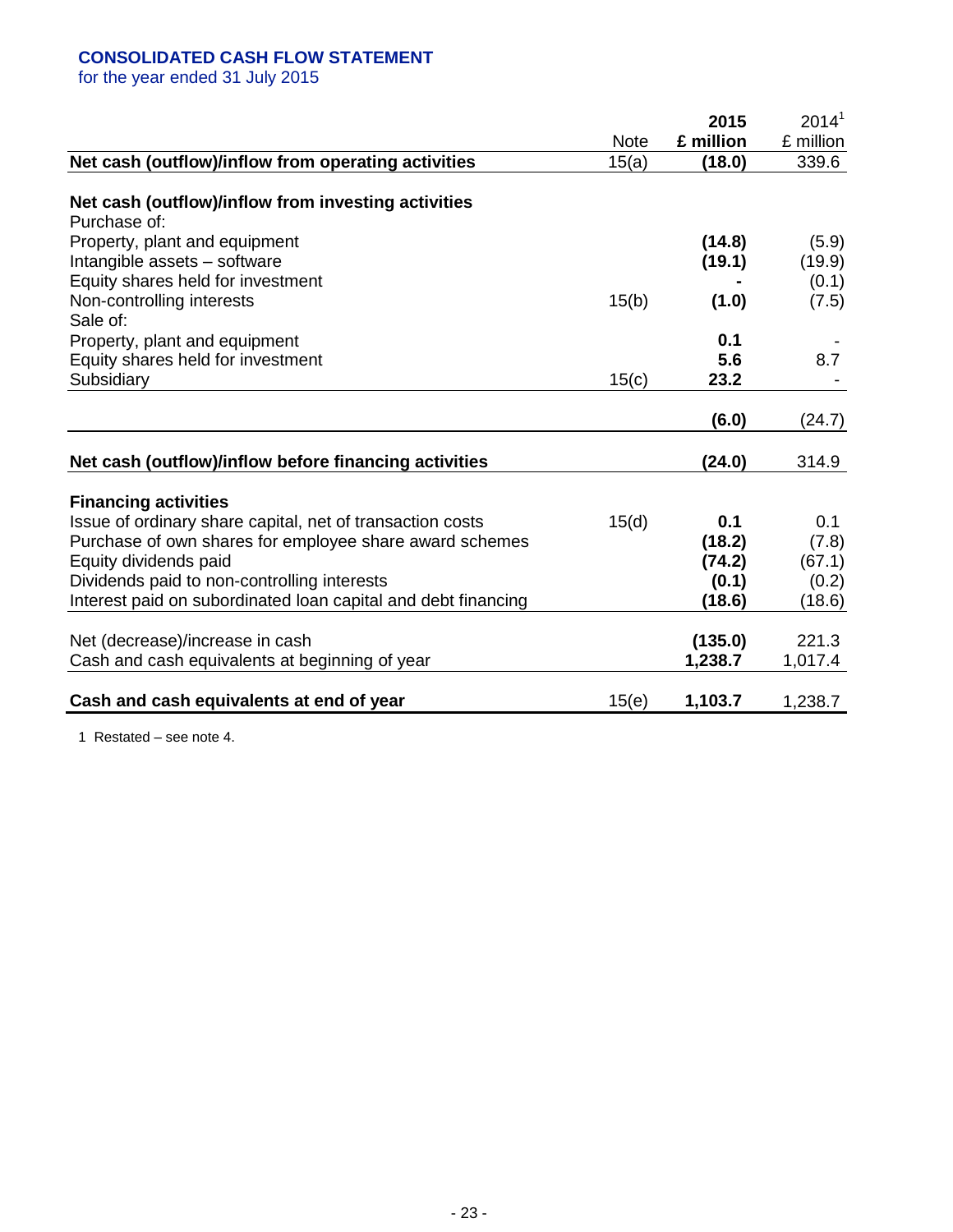## CONSOLIDATED CASH FLOW STATEMENT

for the year ended 31 July 2015

| | Note | **2015 £ million** | 2014[1] £ million |
|---|---|---|---|
| **Net cash (outflow)/inflow from operating activities** | 15(a) | **(18.0)** | 339.6 |
| | | | |
| **Net cash (outflow)/inflow from investing activities** | | | |
| Purchase of: | | | |
| Property, plant and equipment | | **(14.8)** | (5.9) |
| Intangible assets – software | | **(19.1)** | (19.9) |
| Equity shares held for investment | | **-** | (0.1) |
| Non-controlling interests | 15(b) | **(1.0)** | (7.5) |
| Sale of: | | | |
| Property, plant and equipment | | **0.1** | - |
| Equity shares held for investment | | **5.6** | 8.7 |
| Subsidiary | 15(c) | **23.2** | - |
| | | **(6.0)** | (24.7) |
| | | | |
| **Net cash (outflow)/inflow before financing activities** | | **(24.0)** | 314.9 |
| | | | |
| **Financing activities** | | | |
| Issue of ordinary share capital, net of transaction costs | 15(d) | **0.1** | 0.1 |
| Purchase of own shares for employee share award schemes | | **(18.2)** | (7.8) |
| Equity dividends paid | | **(74.2)** | (67.1) |
| Dividends paid to non-controlling interests | | **(0.1)** | (0.2) |
| Interest paid on subordinated loan capital and debt financing | | **(18.6)** | (18.6) |
| | | | |
| Net (decrease)/increase in cash | | **(135.0)** | 221.3 |
| Cash and cash equivalents at beginning of year | | **1,238.7** | 1,017.4 |
| | | | |
| **Cash and cash equivalents at end of year** | 15(e) | **1,103.7** | 1,238.7 |

1 Restated – see note 4.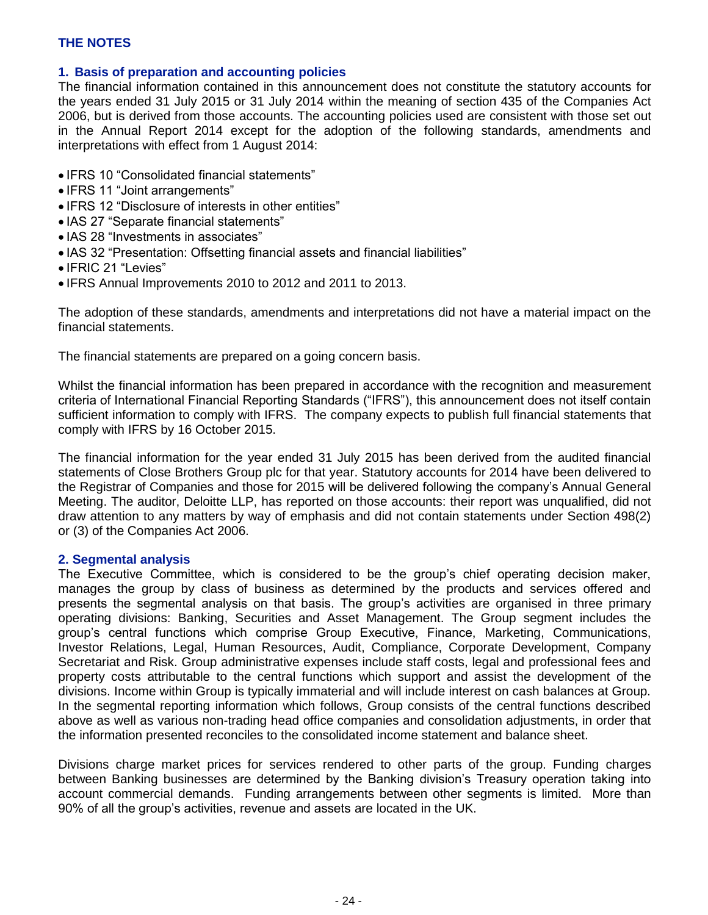# THE NOTES

## 1. Basis of preparation and accounting policies

The financial information contained in this announcement does not constitute the statutory accounts for the years ended 31 July 2015 or 31 July 2014 within the meaning of section 435 of the Companies Act 2006, but is derived from those accounts. The accounting policies used are consistent with those set out in the Annual Report 2014 except for the adoption of the following standards, amendments and interpretations with effect from 1 August 2014:

- IFRS 10 "Consolidated financial statements"
- IFRS 11 "Joint arrangements"
- IFRS 12 "Disclosure of interests in other entities"
- IAS 27 "Separate financial statements"
- IAS 28 "Investments in associates"
- IAS 32 "Presentation: Offsetting financial assets and financial liabilities"
- IFRIC 21 "Levies"
- IFRS Annual Improvements 2010 to 2012 and 2011 to 2013.

The adoption of these standards, amendments and interpretations did not have a material impact on the financial statements.

The financial statements are prepared on a going concern basis.

Whilst the financial information has been prepared in accordance with the recognition and measurement criteria of International Financial Reporting Standards ("IFRS"), this announcement does not itself contain sufficient information to comply with IFRS. The company expects to publish full financial statements that comply with IFRS by 16 October 2015.

The financial information for the year ended 31 July 2015 has been derived from the audited financial statements of Close Brothers Group plc for that year. Statutory accounts for 2014 have been delivered to the Registrar of Companies and those for 2015 will be delivered following the company's Annual General Meeting. The auditor, Deloitte LLP, has reported on those accounts: their report was unqualified, did not draw attention to any matters by way of emphasis and did not contain statements under Section 498(2) or (3) of the Companies Act 2006.

## 2. Segmental analysis

The Executive Committee, which is considered to be the group's chief operating decision maker, manages the group by class of business as determined by the products and services offered and presents the segmental analysis on that basis. The group's activities are organised in three primary operating divisions: Banking, Securities and Asset Management. The Group segment includes the group's central functions which comprise Group Executive, Finance, Marketing, Communications, Investor Relations, Legal, Human Resources, Audit, Compliance, Corporate Development, Company Secretariat and Risk. Group administrative expenses include staff costs, legal and professional fees and property costs attributable to the central functions which support and assist the development of the divisions. Income within Group is typically immaterial and will include interest on cash balances at Group. In the segmental reporting information which follows, Group consists of the central functions described above as well as various non-trading head office companies and consolidation adjustments, in order that the information presented reconciles to the consolidated income statement and balance sheet.

Divisions charge market prices for services rendered to other parts of the group. Funding charges between Banking businesses are determined by the Banking division's Treasury operation taking into account commercial demands. Funding arrangements between other segments is limited. More than 90% of all the group's activities, revenue and assets are located in the UK.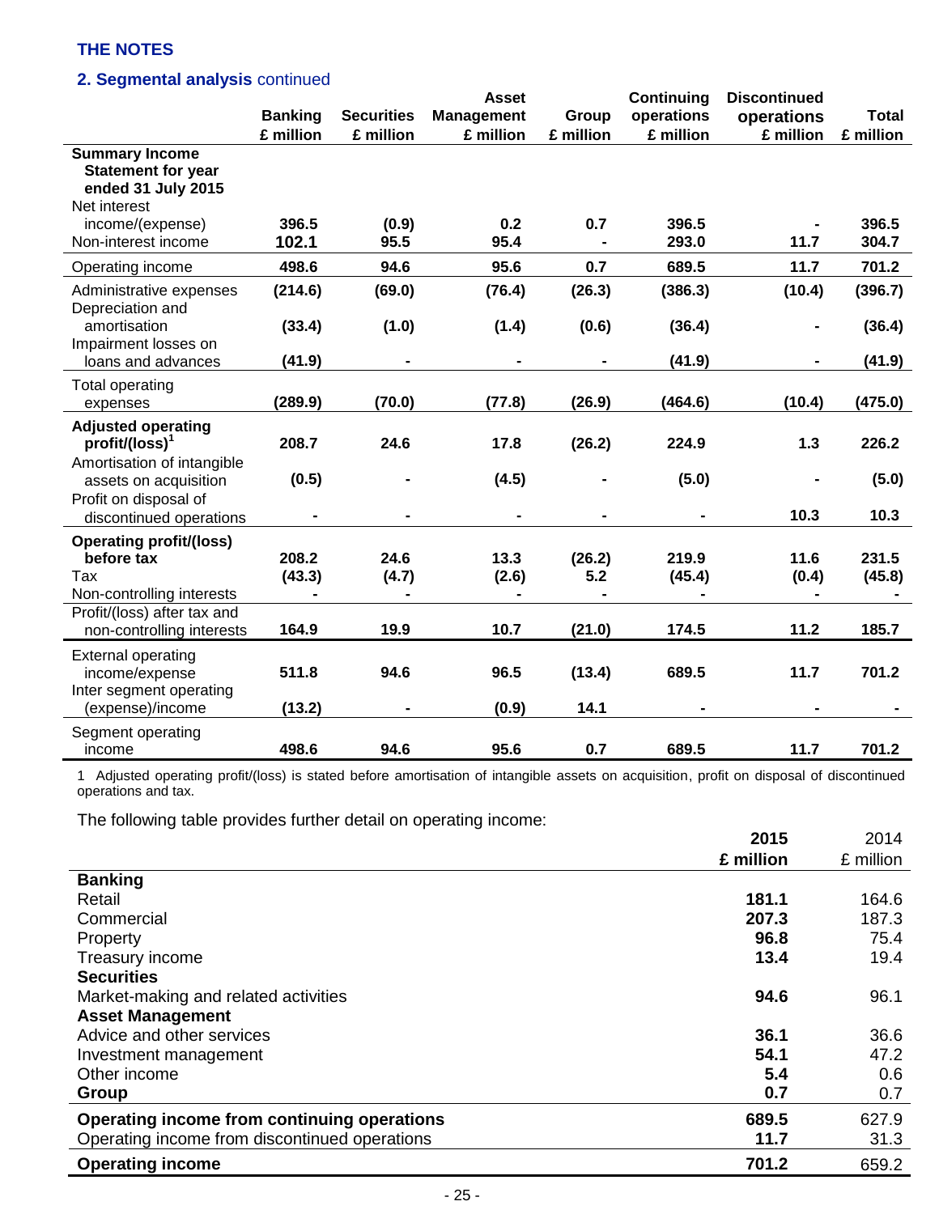## THE NOTES

### 2. Segmental analysis continued

| | Banking £ million | Securities £ million | Asset Management £ million | Group £ million | Continuing operations £ million | Discontinued operations £ million | Total £ million |
|---|---|---|---|---|---|---|---|
| **Summary Income Statement for year ended 31 July 2015** | | | | | | | |
| Net interest income/(expense) | 396.5 | (0.9) | 0.2 | 0.7 | 396.5 | - | 396.5 |
| Non-interest income | 102.1 | 95.5 | 95.4 | - | 293.0 | 11.7 | 304.7 |
| Operating income | 498.6 | 94.6 | 95.6 | 0.7 | 689.5 | 11.7 | 701.2 |
| Administrative expenses | (214.6) | (69.0) | (76.4) | (26.3) | (386.3) | (10.4) | (396.7) |
| Depreciation and amortisation | (33.4) | (1.0) | (1.4) | (0.6) | (36.4) | - | (36.4) |
| Impairment losses on loans and advances | (41.9) | - | - | - | (41.9) | - | (41.9) |
| Total operating expenses | (289.9) | (70.0) | (77.8) | (26.9) | (464.6) | (10.4) | (475.0) |
| **Adjusted operating profit/(loss)[1]** | 208.7 | 24.6 | 17.8 | (26.2) | 224.9 | 1.3 | 226.2 |
| Amortisation of intangible assets on acquisition | (0.5) | - | (4.5) | - | (5.0) | - | (5.0) |
| Profit on disposal of discontinued operations | - | - | - | - | - | 10.3 | 10.3 |
| **Operating profit/(loss) before tax** | 208.2 | 24.6 | 13.3 | (26.2) | 219.9 | 11.6 | 231.5 |
| Tax | (43.3) | (4.7) | (2.6) | 5.2 | (45.4) | (0.4) | (45.8) |
| Non-controlling interests | - | - | - | - | - | - | - |
| Profit/(loss) after tax and non-controlling interests | 164.9 | 19.9 | 10.7 | (21.0) | 174.5 | 11.2 | 185.7 |
| External operating income/expense | 511.8 | 94.6 | 96.5 | (13.4) | 689.5 | 11.7 | 701.2 |
| Inter segment operating (expense)/income | (13.2) | - | (0.9) | 14.1 | - | - | - |
| Segment operating income | 498.6 | 94.6 | 95.6 | 0.7 | 689.5 | 11.7 | 701.2 |

1 Adjusted operating profit/(loss) is stated before amortisation of intangible assets on acquisition, profit on disposal of discontinued operations and tax.

The following table provides further detail on operating income:

| | 2015 £ million | 2014 £ million |
|---|---|---|
| **Banking** | | |
| Retail | 181.1 | 164.6 |
| Commercial | 207.3 | 187.3 |
| Property | 96.8 | 75.4 |
| Treasury income | 13.4 | 19.4 |
| **Securities** | | |
| Market-making and related activities | 94.6 | 96.1 |
| **Asset Management** | | |
| Advice and other services | 36.1 | 36.6 |
| Investment management | 54.1 | 47.2 |
| Other income | 5.4 | 0.6 |
| **Group** | 0.7 | 0.7 |
| **Operating income from continuing operations** | 689.5 | 627.9 |
| Operating income from discontinued operations | 11.7 | 31.3 |
| **Operating income** | 701.2 | 659.2 |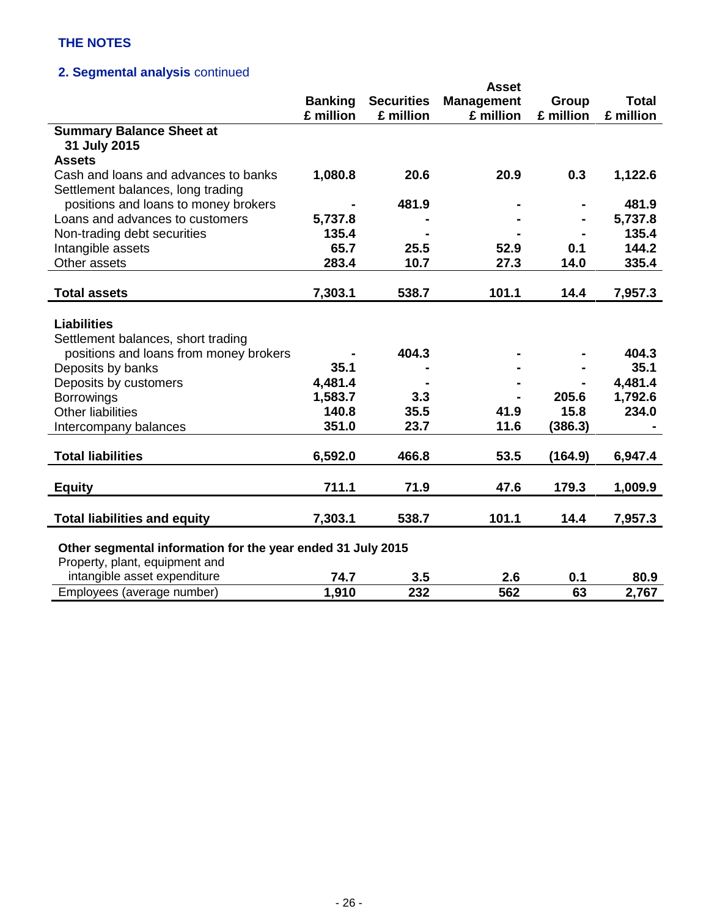## THE NOTES

### 2. Segmental analysis continued

| | Banking £ million | Securities £ million | Asset Management £ million | Group £ million | Total £ million |
|---|---|---|---|---|---|
| **Summary Balance Sheet at 31 July 2015** | | | | | |
| **Assets** | | | | | |
| Cash and loans and advances to banks | **1,080.8** | **20.6** | **20.9** | **0.3** | **1,122.6** |
| Settlement balances, long trading positions and loans to money brokers | **-** | **481.9** | **-** | **-** | **481.9** |
| Loans and advances to customers | **5,737.8** | **-** | **-** | **-** | **5,737.8** |
| Non-trading debt securities | **135.4** | **-** | **-** | **-** | **135.4** |
| Intangible assets | **65.7** | **25.5** | **52.9** | **0.1** | **144.2** |
| Other assets | **283.4** | **10.7** | **27.3** | **14.0** | **335.4** |
| **Total assets** | **7,303.1** | **538.7** | **101.1** | **14.4** | **7,957.3** |
| **Liabilities** | | | | | |
| Settlement balances, short trading positions and loans from money brokers | **-** | **404.3** | **-** | **-** | **404.3** |
| Deposits by banks | **35.1** | **-** | **-** | **-** | **35.1** |
| Deposits by customers | **4,481.4** | **-** | **-** | **-** | **4,481.4** |
| Borrowings | **1,583.7** | **3.3** | **-** | **205.6** | **1,792.6** |
| Other liabilities | **140.8** | **35.5** | **41.9** | **15.8** | **234.0** |
| Intercompany balances | **351.0** | **23.7** | **11.6** | **(386.3)** | **-** |
| **Total liabilities** | **6,592.0** | **466.8** | **53.5** | **(164.9)** | **6,947.4** |
| **Equity** | **711.1** | **71.9** | **47.6** | **179.3** | **1,009.9** |
| **Total liabilities and equity** | **7,303.1** | **538.7** | **101.1** | **14.4** | **7,957.3** |
| **Other segmental information for the year ended 31 July 2015** | | | | | |
| Property, plant, equipment and intangible asset expenditure | **74.7** | **3.5** | **2.6** | **0.1** | **80.9** |
| Employees (average number) | **1,910** | **232** | **562** | **63** | **2,767** |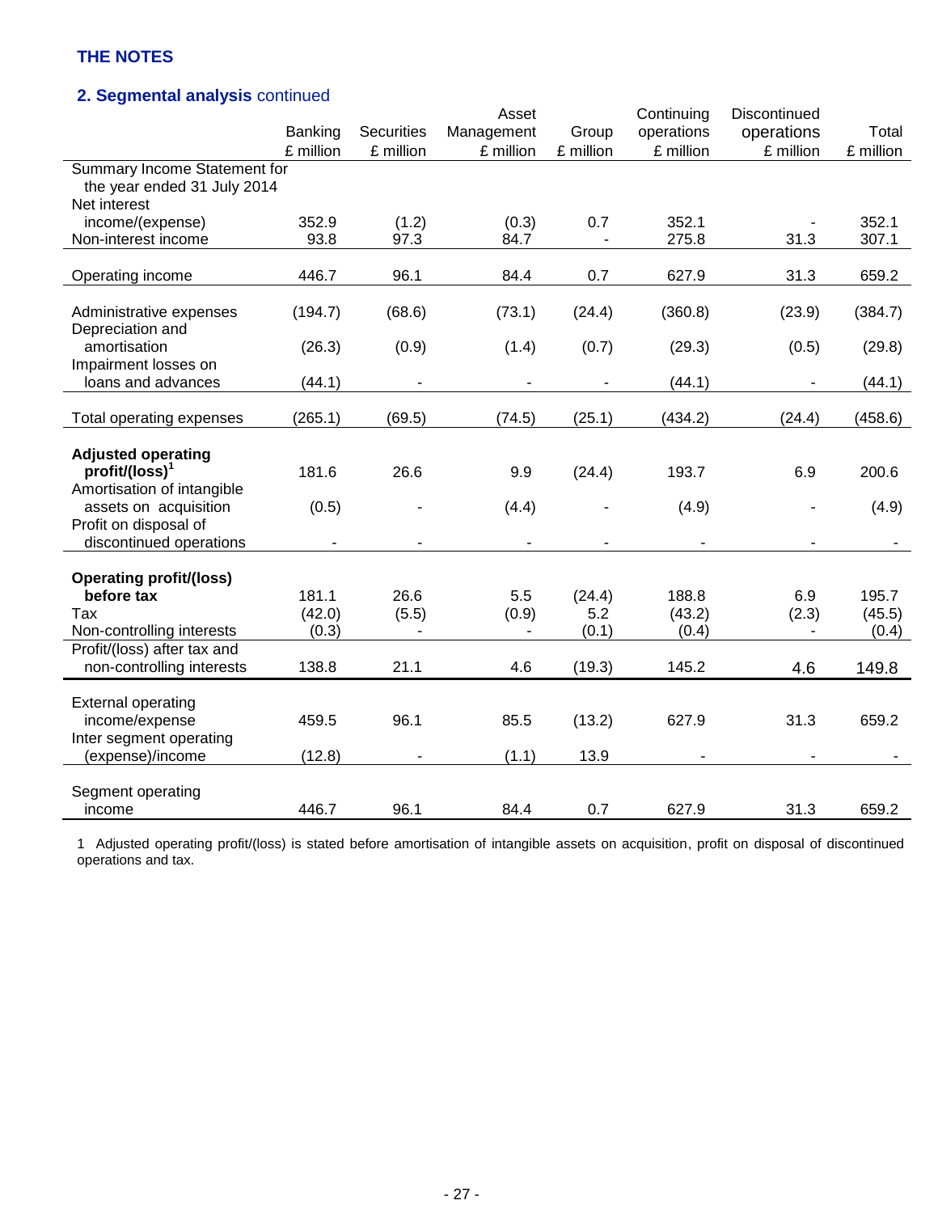# THE NOTES

## 2. Segmental analysis continued

| | Banking £ million | Securities £ million | Asset Management £ million | Group £ million | Continuing operations £ million | Discontinued operations £ million | Total £ million |
|---|---|---|---|---|---|---|---|
| Summary Income Statement for the year ended 31 July 2014 | | | | | | | |
| Net interest income/(expense) | 352.9 | (1.2) | (0.3) | 0.7 | 352.1 | - | 352.1 |
| Non-interest income | 93.8 | 97.3 | 84.7 | - | 275.8 | 31.3 | 307.1 |
| Operating income | 446.7 | 96.1 | 84.4 | 0.7 | 627.9 | 31.3 | 659.2 |
| Administrative expenses | (194.7) | (68.6) | (73.1) | (24.4) | (360.8) | (23.9) | (384.7) |
| Depreciation and amortisation | (26.3) | (0.9) | (1.4) | (0.7) | (29.3) | (0.5) | (29.8) |
| Impairment losses on loans and advances | (44.1) | - | - | - | (44.1) | - | (44.1) |
| Total operating expenses | (265.1) | (69.5) | (74.5) | (25.1) | (434.2) | (24.4) | (458.6) |
| **Adjusted operating profit/(loss)**[1] | 181.6 | 26.6 | 9.9 | (24.4) | 193.7 | 6.9 | 200.6 |
| Amortisation of intangible assets on acquisition | (0.5) | - | (4.4) | - | (4.9) | - | (4.9) |
| Profit on disposal of discontinued operations | - | - | - | - | - | - | - |
| **Operating profit/(loss) before tax** | 181.1 | 26.6 | 5.5 | (24.4) | 188.8 | 6.9 | 195.7 |
| Tax | (42.0) | (5.5) | (0.9) | 5.2 | (43.2) | (2.3) | (45.5) |
| Non-controlling interests | (0.3) | - | - | (0.1) | (0.4) | - | (0.4) |
| Profit/(loss) after tax and non-controlling interests | 138.8 | 21.1 | 4.6 | (19.3) | 145.2 | 4.6 | 149.8 |
| External operating income/expense | 459.5 | 96.1 | 85.5 | (13.2) | 627.9 | 31.3 | 659.2 |
| Inter segment operating (expense)/income | (12.8) | - | (1.1) | 13.9 | - | - | - |
| Segment operating income | 446.7 | 96.1 | 84.4 | 0.7 | 627.9 | 31.3 | 659.2 |

1 Adjusted operating profit/(loss) is stated before amortisation of intangible assets on acquisition, profit on disposal of discontinued operations and tax.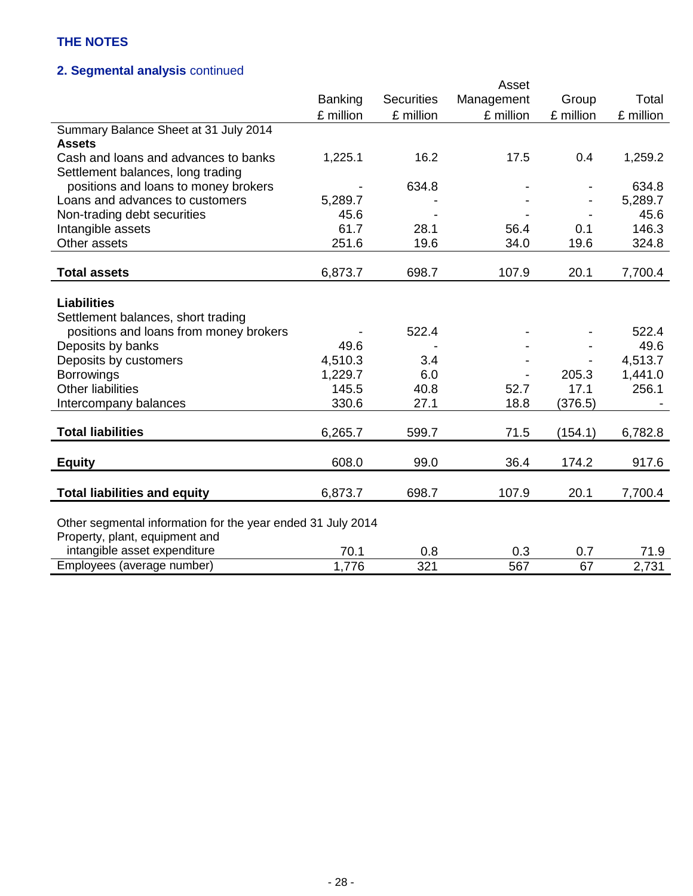THE NOTES

## 2. Segmental analysis continued

| | Banking £ million | Securities £ million | Asset Management £ million | Group £ million | Total £ million |
|---|---|---|---|---|---|
| Summary Balance Sheet at 31 July 2014 | | | | | |
| **Assets** | | | | | |
| Cash and loans and advances to banks | 1,225.1 | 16.2 | 17.5 | 0.4 | 1,259.2 |
| Settlement balances, long trading positions and loans to money brokers | - | 634.8 | - | - | 634.8 |
| Loans and advances to customers | 5,289.7 | - | - | - | 5,289.7 |
| Non-trading debt securities | 45.6 | - | - | - | 45.6 |
| Intangible assets | 61.7 | 28.1 | 56.4 | 0.1 | 146.3 |
| Other assets | 251.6 | 19.6 | 34.0 | 19.6 | 324.8 |
| **Total assets** | 6,873.7 | 698.7 | 107.9 | 20.1 | 7,700.4 |
| **Liabilities** | | | | | |
| Settlement balances, short trading positions and loans from money brokers | - | 522.4 | - | - | 522.4 |
| Deposits by banks | 49.6 | - | - | - | 49.6 |
| Deposits by customers | 4,510.3 | 3.4 | - | - | 4,513.7 |
| Borrowings | 1,229.7 | 6.0 | - | 205.3 | 1,441.0 |
| Other liabilities | 145.5 | 40.8 | 52.7 | 17.1 | 256.1 |
| Intercompany balances | 330.6 | 27.1 | 18.8 | (376.5) | - |
| **Total liabilities** | 6,265.7 | 599.7 | 71.5 | (154.1) | 6,782.8 |
| **Equity** | 608.0 | 99.0 | 36.4 | 174.2 | 917.6 |
| **Total liabilities and equity** | 6,873.7 | 698.7 | 107.9 | 20.1 | 7,700.4 |
| Other segmental information for the year ended 31 July 2014 | | | | | |
| Property, plant, equipment and intangible asset expenditure | 70.1 | 0.8 | 0.3 | 0.7 | 71.9 |
| Employees (average number) | 1,776 | 321 | 567 | 67 | 2,731 |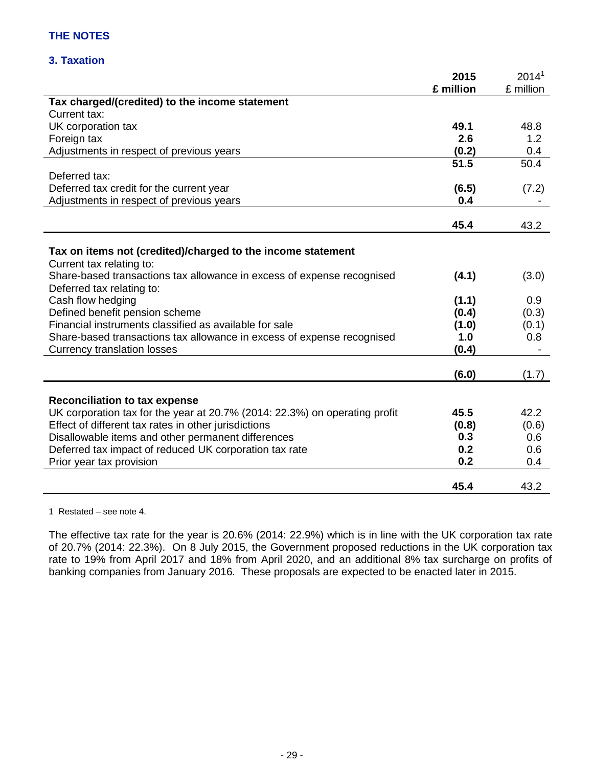## THE NOTES

### 3. Taxation

| | 2015 £ million | 2014[1] £ million |
|---|---|---|
| **Tax charged/(credited) to the income statement** | | |
| Current tax: | | |
| UK corporation tax | **49.1** | 48.8 |
| Foreign tax | **2.6** | 1.2 |
| Adjustments in respect of previous years | **(0.2)** | 0.4 |
| | **51.5** | 50.4 |
| Deferred tax: | | |
| Deferred tax credit for the current year | **(6.5)** | (7.2) |
| Adjustments in respect of previous years | **0.4** | - |
| | **45.4** | 43.2 |
| **Tax on items not (credited)/charged to the income statement** | | |
| Current tax relating to: | | |
| Share-based transactions tax allowance in excess of expense recognised | **(4.1)** | (3.0) |
| Deferred tax relating to: | | |
| Cash flow hedging | **(1.1)** | 0.9 |
| Defined benefit pension scheme | **(0.4)** | (0.3) |
| Financial instruments classified as available for sale | **(1.0)** | (0.1) |
| Share-based transactions tax allowance in excess of expense recognised | **1.0** | 0.8 |
| Currency translation losses | **(0.4)** | - |
| | **(6.0)** | (1.7) |
| **Reconciliation to tax expense** | | |
| UK corporation tax for the year at 20.7% (2014: 22.3%) on operating profit | **45.5** | 42.2 |
| Effect of different tax rates in other jurisdictions | **(0.8)** | (0.6) |
| Disallowable items and other permanent differences | **0.3** | 0.6 |
| Deferred tax impact of reduced UK corporation tax rate | **0.2** | 0.6 |
| Prior year tax provision | **0.2** | 0.4 |
| | **45.4** | 43.2 |

1 Restated – see note 4.

The effective tax rate for the year is 20.6% (2014: 22.9%) which is in line with the UK corporation tax rate of 20.7% (2014: 22.3%). On 8 July 2015, the Government proposed reductions in the UK corporation tax rate to 19% from April 2017 and 18% from April 2020, and an additional 8% tax surcharge on profits of banking companies from January 2016. These proposals are expected to be enacted later in 2015.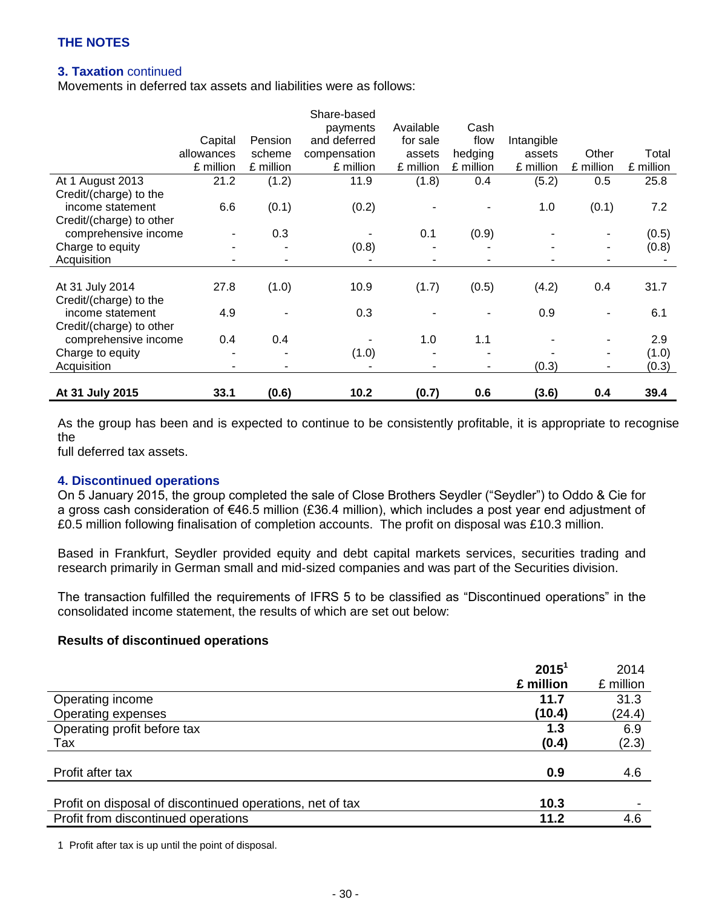## THE NOTES

### 3. Taxation continued

Movements in deferred tax assets and liabilities were as follows:

| | Capital allowances £ million | Pension scheme £ million | Share-based payments and deferred compensation £ million | Available for sale assets £ million | Cash flow hedging £ million | Intangible assets £ million | Other £ million | Total £ million |
|---|---|---|---|---|---|---|---|---|
| At 1 August 2013 | 21.2 | (1.2) | 11.9 | (1.8) | 0.4 | (5.2) | 0.5 | 25.8 |
| Credit/(charge) to the income statement | 6.6 | (0.1) | (0.2) | - | - | 1.0 | (0.1) | 7.2 |
| Credit/(charge) to other comprehensive income | - | 0.3 | - | 0.1 | (0.9) | - | - | (0.5) |
| Charge to equity | - | - | (0.8) | - | - | - | - | (0.8) |
| Acquisition | - | - | - | - | - | - | - | - |
| At 31 July 2014 | 27.8 | (1.0) | 10.9 | (1.7) | (0.5) | (4.2) | 0.4 | 31.7 |
| Credit/(charge) to the income statement | 4.9 | - | 0.3 | - | - | 0.9 | - | 6.1 |
| Credit/(charge) to other comprehensive income | 0.4 | 0.4 | - | 1.0 | 1.1 | - | - | 2.9 |
| Charge to equity | - | - | (1.0) | - | - | - | - | (1.0) |
| Acquisition | - | - | - | - | - | (0.3) | - | (0.3) |
| **At 31 July 2015** | **33.1** | **(0.6)** | **10.2** | **(0.7)** | **0.6** | **(3.6)** | **0.4** | **39.4** |

As the group has been and is expected to continue to be consistently profitable, it is appropriate to recognise the full deferred tax assets.

### 4. Discontinued operations

On 5 January 2015, the group completed the sale of Close Brothers Seydler ("Seydler") to Oddo & Cie for a gross cash consideration of €46.5 million (£36.4 million), which includes a post year end adjustment of £0.5 million following finalisation of completion accounts. The profit on disposal was £10.3 million.

Based in Frankfurt, Seydler provided equity and debt capital markets services, securities trading and research primarily in German small and mid-sized companies and was part of the Securities division.

The transaction fulfilled the requirements of IFRS 5 to be classified as "Discontinued operations" in the consolidated income statement, the results of which are set out below:

**Results of discontinued operations**

| | **2015[1] £ million** | 2014 £ million |
|---|---|---|
| Operating income | **11.7** | 31.3 |
| Operating expenses | **(10.4)** | (24.4) |
| Operating profit before tax | **1.3** | 6.9 |
| Tax | **(0.4)** | (2.3) |
| Profit after tax | **0.9** | 4.6 |
| Profit on disposal of discontinued operations, net of tax | **10.3** | - |
| Profit from discontinued operations | **11.2** | 4.6 |

1 Profit after tax is up until the point of disposal.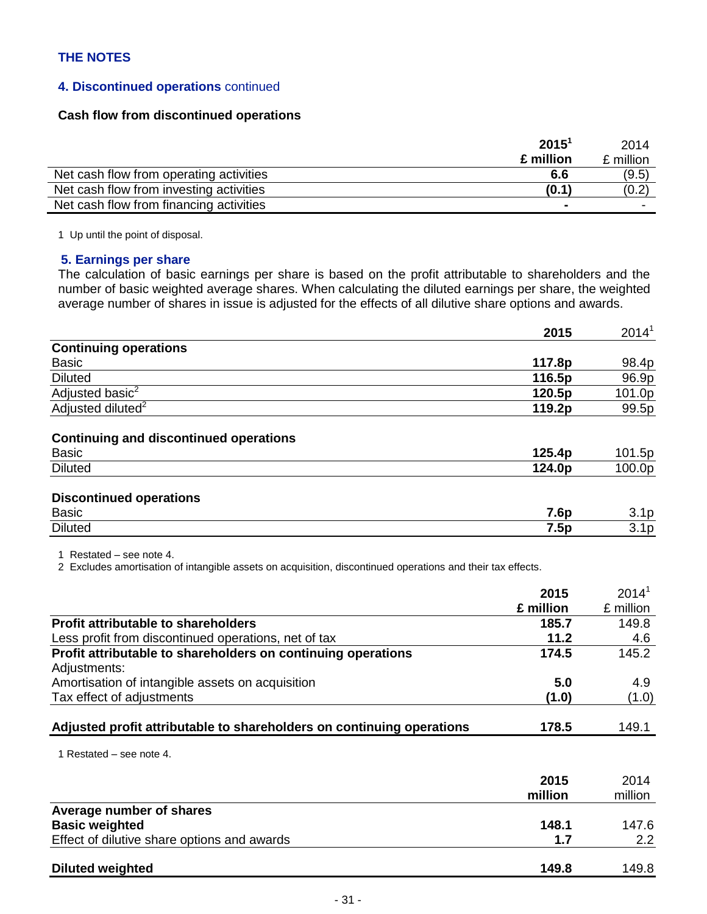## THE NOTES

### 4. Discontinued operations continued

**Cash flow from discontinued operations**

| | **2015[1] £ million** | 2014 £ million |
|---|---|---|
| Net cash flow from operating activities | **6.6** | (9.5) |
| Net cash flow from investing activities | **(0.1)** | (0.2) |
| Net cash flow from financing activities | **-** | - |

1 Up until the point of disposal.

### 5. Earnings per share

The calculation of basic earnings per share is based on the profit attributable to shareholders and the number of basic weighted average shares. When calculating the diluted earnings per share, the weighted average number of shares in issue is adjusted for the effects of all dilutive share options and awards.

| | **2015** | 2014[1] |
|---|---|---|
| **Continuing operations** | | |
| Basic | **117.8p** | 98.4p |
| Diluted | **116.5p** | 96.9p |
| Adjusted basic[2] | **120.5p** | 101.0p |
| Adjusted diluted[2] | **119.2p** | 99.5p |
| | | |
| **Continuing and discontinued operations** | | |
| Basic | **125.4p** | 101.5p |
| Diluted | **124.0p** | 100.0p |
| | | |
| **Discontinued operations** | | |
| Basic | **7.6p** | 3.1p |
| Diluted | **7.5p** | 3.1p |

1 Restated – see note 4.
2 Excludes amortisation of intangible assets on acquisition, discontinued operations and their tax effects.

| | **2015 £ million** | 2014[1] £ million |
|---|---|---|
| **Profit attributable to shareholders** | **185.7** | 149.8 |
| Less profit from discontinued operations, net of tax | **11.2** | 4.6 |
| **Profit attributable to shareholders on continuing operations** | **174.5** | 145.2 |
| Adjustments: | | |
| Amortisation of intangible assets on acquisition | **5.0** | 4.9 |
| Tax effect of adjustments | **(1.0)** | (1.0) |
| | | |
| **Adjusted profit attributable to shareholders on continuing operations** | **178.5** | 149.1 |

1 Restated – see note 4.

| | **2015 million** | 2014 million |
|---|---|---|
| **Average number of shares** | | |
| **Basic weighted** | **148.1** | 147.6 |
| Effect of dilutive share options and awards | **1.7** | 2.2 |
| | | |
| **Diluted weighted** | **149.8** | 149.8 |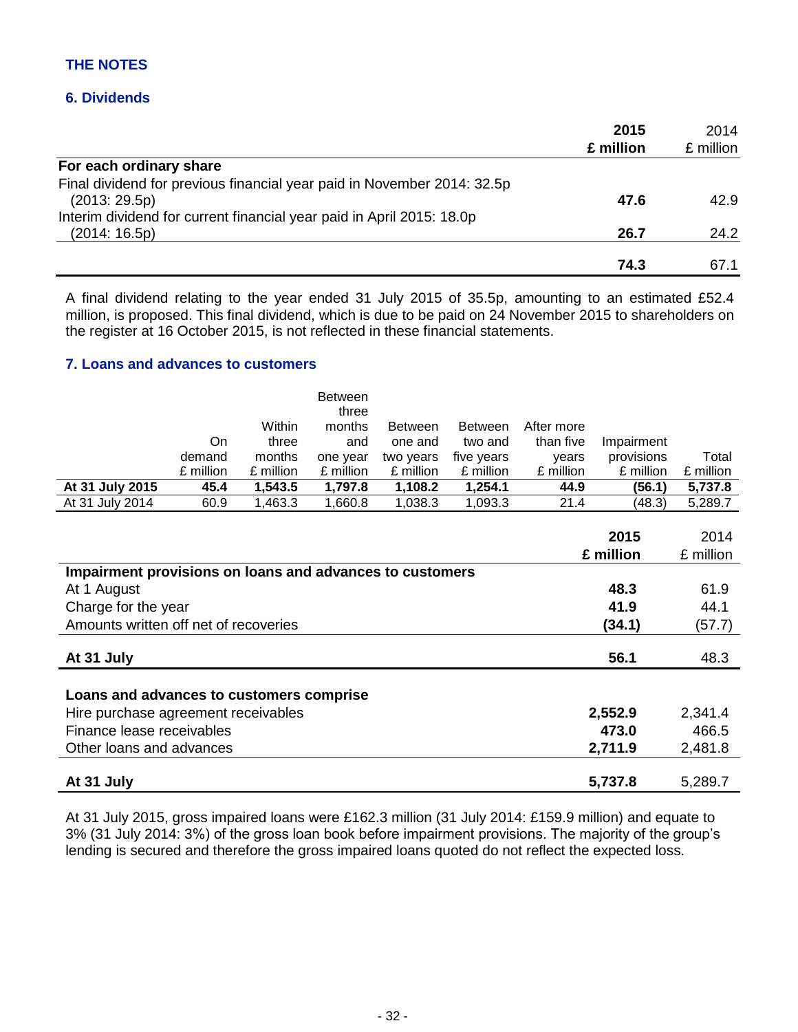# THE NOTES

## 6. Dividends

| | 2015 £ million | 2014 £ million |
|---|---|---|
| **For each ordinary share** | | |
| Final dividend for previous financial year paid in November 2014: 32.5p (2013: 29.5p) | **47.6** | 42.9 |
| Interim dividend for current financial year paid in April 2015: 18.0p (2014: 16.5p) | **26.7** | 24.2 |
| | **74.3** | 67.1 |

A final dividend relating to the year ended 31 July 2015 of 35.5p, amounting to an estimated £52.4 million, is proposed. This final dividend, which is due to be paid on 24 November 2015 to shareholders on the register at 16 October 2015, is not reflected in these financial statements.

## 7. Loans and advances to customers

| | On demand £ million | Within three months £ million | Between three months and one year £ million | Between one and two years £ million | Between two and five years £ million | After more than five years £ million | Impairment provisions £ million | Total £ million |
|---|---|---|---|---|---|---|---|---|
| **At 31 July 2015** | **45.4** | **1,543.5** | **1,797.8** | **1,108.2** | **1,254.1** | **44.9** | **(56.1)** | **5,737.8** |
| At 31 July 2014 | 60.9 | 1,463.3 | 1,660.8 | 1,038.3 | 1,093.3 | 21.4 | (48.3) | 5,289.7 |

| | 2015 £ million | 2014 £ million |
|---|---|---|
| **Impairment provisions on loans and advances to customers** | | |
| At 1 August | **48.3** | 61.9 |
| Charge for the year | **41.9** | 44.1 |
| Amounts written off net of recoveries | **(34.1)** | (57.7) |
| **At 31 July** | **56.1** | 48.3 |
| | | |
| **Loans and advances to customers comprise** | | |
| Hire purchase agreement receivables | **2,552.9** | 2,341.4 |
| Finance lease receivables | **473.0** | 466.5 |
| Other loans and advances | **2,711.9** | 2,481.8 |
| **At 31 July** | **5,737.8** | 5,289.7 |

At 31 July 2015, gross impaired loans were £162.3 million (31 July 2014: £159.9 million) and equate to 3% (31 July 2014: 3%) of the gross loan book before impairment provisions. The majority of the group's lending is secured and therefore the gross impaired loans quoted do not reflect the expected loss.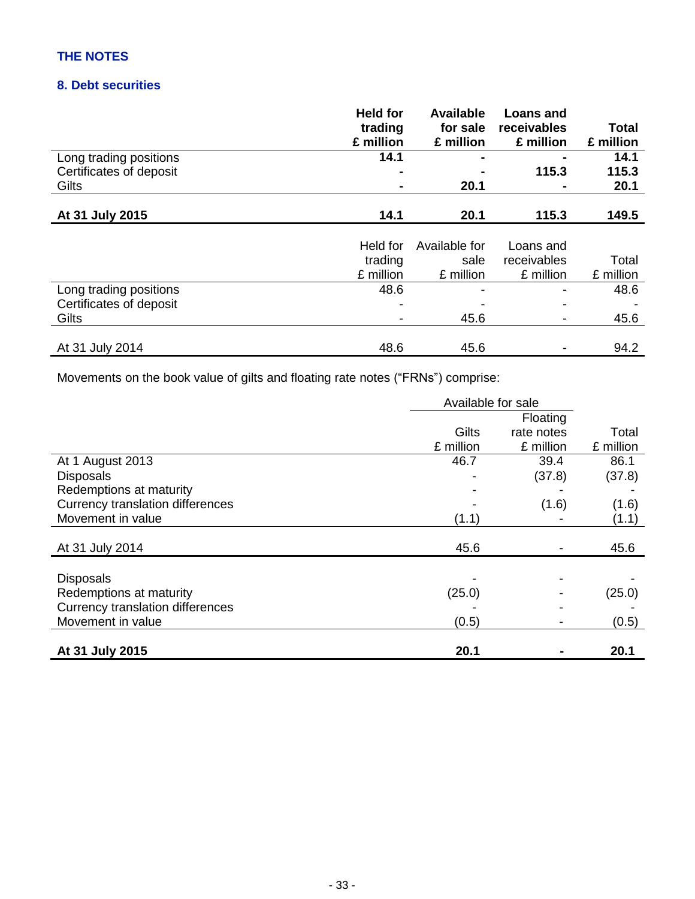## THE NOTES

### 8. Debt securities

| | **Held for trading £ million** | **Available for sale £ million** | **Loans and receivables £ million** | **Total £ million** |
|---|---|---|---|---|
| Long trading positions | **14.1** | **-** | **-** | **14.1** |
| Certificates of deposit | **-** | **-** | **115.3** | **115.3** |
| Gilts | **-** | **20.1** | **-** | **20.1** |
| **At 31 July 2015** | **14.1** | **20.1** | **115.3** | **149.5** |

| | Held for trading £ million | Available for sale £ million | Loans and receivables £ million | Total £ million |
|---|---|---|---|---|
| Long trading positions | 48.6 | - | - | 48.6 |
| Certificates of deposit | - | - | - | - |
| Gilts | - | 45.6 | - | 45.6 |
| At 31 July 2014 | 48.6 | 45.6 | - | 94.2 |

Movements on the book value of gilts and floating rate notes ("FRNs") comprise:

| | Available for sale | | |
|---|---|---|---|
| | Gilts £ million | Floating rate notes £ million | Total £ million |
| At 1 August 2013 | 46.7 | 39.4 | 86.1 |
| Disposals | - | (37.8) | (37.8) |
| Redemptions at maturity | - | - | - |
| Currency translation differences | - | (1.6) | (1.6) |
| Movement in value | (1.1) | - | (1.1) |
| At 31 July 2014 | 45.6 | - | 45.6 |
| Disposals | - | - | - |
| Redemptions at maturity | (25.0) | - | (25.0) |
| Currency translation differences | - | - | - |
| Movement in value | (0.5) | - | (0.5) |
| **At 31 July 2015** | **20.1** | **-** | **20.1** |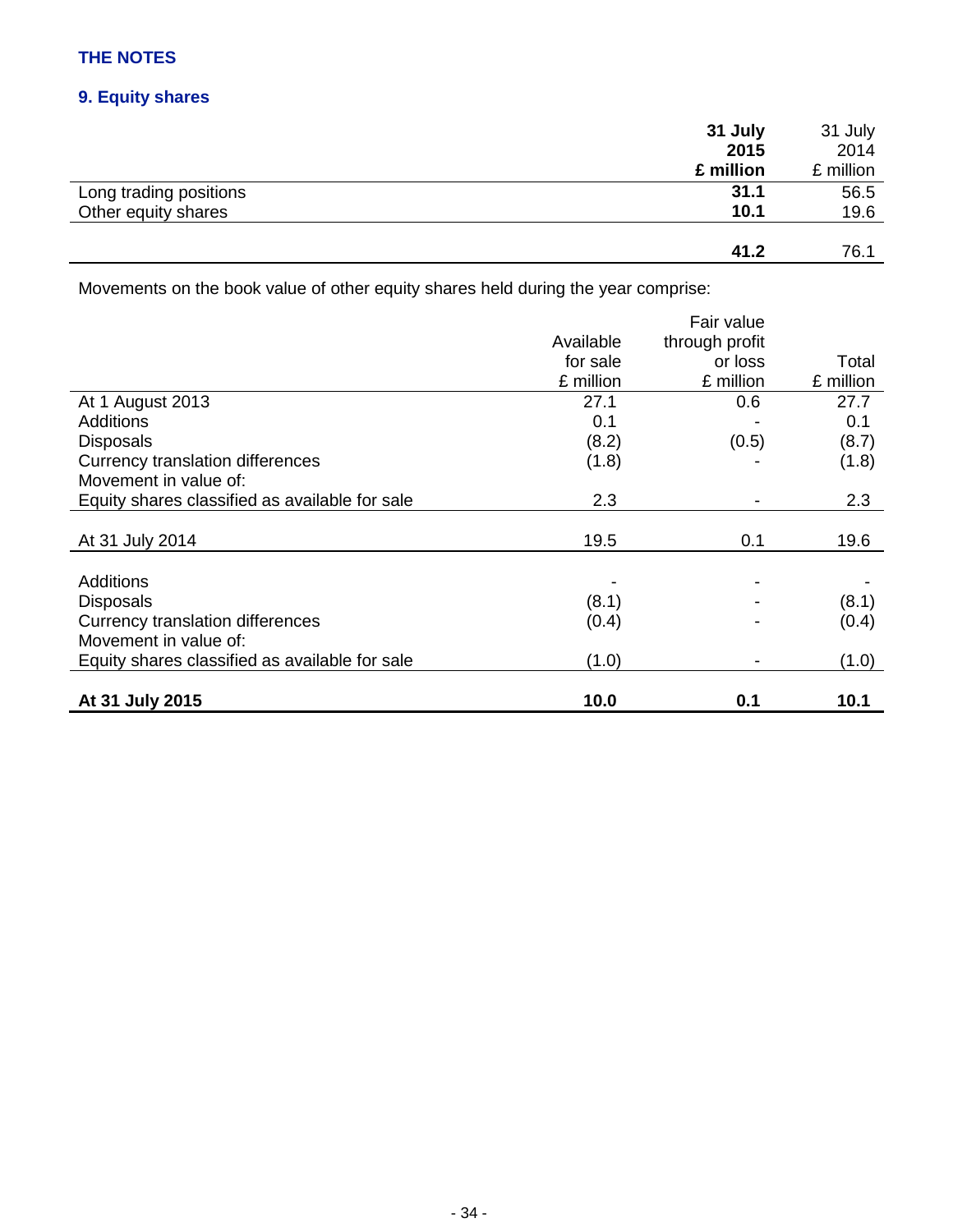## THE NOTES

### 9. Equity shares

| | **31 July 2015 £ million** | 31 July 2014 £ million |
|---|---|---|
| Long trading positions | **31.1** | 56.5 |
| Other equity shares | **10.1** | 19.6 |
| | **41.2** | 76.1 |

Movements on the book value of other equity shares held during the year comprise:

| | Available for sale £ million | Fair value through profit or loss £ million | Total £ million |
|---|---|---|---|
| At 1 August 2013 | 27.1 | 0.6 | 27.7 |
| Additions | 0.1 | - | 0.1 |
| Disposals | (8.2) | (0.5) | (8.7) |
| Currency translation differences | (1.8) | - | (1.8) |
| Movement in value of: | | | |
| Equity shares classified as available for sale | 2.3 | - | 2.3 |
| At 31 July 2014 | 19.5 | 0.1 | 19.6 |
| Additions | - | - | - |
| Disposals | (8.1) | - | (8.1) |
| Currency translation differences | (0.4) | - | (0.4) |
| Movement in value of: | | | |
| Equity shares classified as available for sale | (1.0) | - | (1.0) |
| **At 31 July 2015** | **10.0** | **0.1** | **10.1** |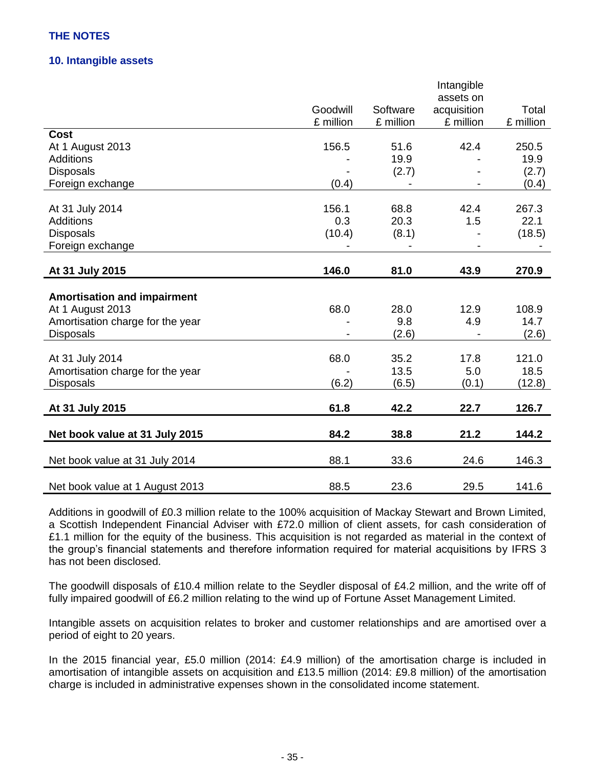## THE NOTES

### 10. Intangible assets

| | Goodwill £ million | Software £ million | Intangible assets on acquisition £ million | Total £ million |
|---|---|---|---|---|
| **Cost** | | | | |
| At 1 August 2013 | 156.5 | 51.6 | 42.4 | 250.5 |
| Additions | - | 19.9 | - | 19.9 |
| Disposals | - | (2.7) | - | (2.7) |
| Foreign exchange | (0.4) | - | - | (0.4) |
| At 31 July 2014 | 156.1 | 68.8 | 42.4 | 267.3 |
| Additions | 0.3 | 20.3 | 1.5 | 22.1 |
| Disposals | (10.4) | (8.1) | - | (18.5) |
| Foreign exchange | - | - | - | - |
| **At 31 July 2015** | **146.0** | **81.0** | **43.9** | **270.9** |
| **Amortisation and impairment** | | | | |
| At 1 August 2013 | 68.0 | 28.0 | 12.9 | 108.9 |
| Amortisation charge for the year | - | 9.8 | 4.9 | 14.7 |
| Disposals | - | (2.6) | - | (2.6) |
| At 31 July 2014 | 68.0 | 35.2 | 17.8 | 121.0 |
| Amortisation charge for the year | - | 13.5 | 5.0 | 18.5 |
| Disposals | (6.2) | (6.5) | (0.1) | (12.8) |
| **At 31 July 2015** | **61.8** | **42.2** | **22.7** | **126.7** |
| **Net book value at 31 July 2015** | **84.2** | **38.8** | **21.2** | **144.2** |
| Net book value at 31 July 2014 | 88.1 | 33.6 | 24.6 | 146.3 |
| Net book value at 1 August 2013 | 88.5 | 23.6 | 29.5 | 141.6 |

Additions in goodwill of £0.3 million relate to the 100% acquisition of Mackay Stewart and Brown Limited, a Scottish Independent Financial Adviser with £72.0 million of client assets, for cash consideration of £1.1 million for the equity of the business. This acquisition is not regarded as material in the context of the group's financial statements and therefore information required for material acquisitions by IFRS 3 has not been disclosed.

The goodwill disposals of £10.4 million relate to the Seydler disposal of £4.2 million, and the write off of fully impaired goodwill of £6.2 million relating to the wind up of Fortune Asset Management Limited.

Intangible assets on acquisition relates to broker and customer relationships and are amortised over a period of eight to 20 years.

In the 2015 financial year, £5.0 million (2014: £4.9 million) of the amortisation charge is included in amortisation of intangible assets on acquisition and £13.5 million (2014: £9.8 million) of the amortisation charge is included in administrative expenses shown in the consolidated income statement.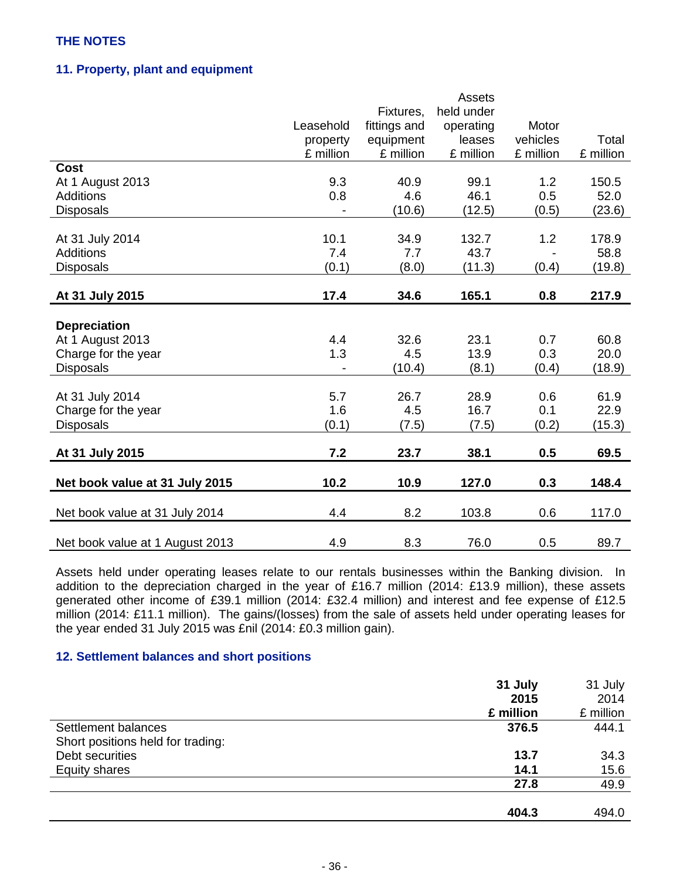## THE NOTES

### 11. Property, plant and equipment

| | Leasehold property £ million | Fixtures, fittings and equipment £ million | Assets held under operating leases £ million | Motor vehicles £ million | Total £ million |
|---|---|---|---|---|---|
| **Cost** | | | | | |
| At 1 August 2013 | 9.3 | 40.9 | 99.1 | 1.2 | 150.5 |
| Additions | 0.8 | 4.6 | 46.1 | 0.5 | 52.0 |
| Disposals | - | (10.6) | (12.5) | (0.5) | (23.6) |
| At 31 July 2014 | 10.1 | 34.9 | 132.7 | 1.2 | 178.9 |
| Additions | 7.4 | 7.7 | 43.7 | - | 58.8 |
| Disposals | (0.1) | (8.0) | (11.3) | (0.4) | (19.8) |
| **At 31 July 2015** | **17.4** | **34.6** | **165.1** | **0.8** | **217.9** |
| **Depreciation** | | | | | |
| At 1 August 2013 | 4.4 | 32.6 | 23.1 | 0.7 | 60.8 |
| Charge for the year | 1.3 | 4.5 | 13.9 | 0.3 | 20.0 |
| Disposals | - | (10.4) | (8.1) | (0.4) | (18.9) |
| At 31 July 2014 | 5.7 | 26.7 | 28.9 | 0.6 | 61.9 |
| Charge for the year | 1.6 | 4.5 | 16.7 | 0.1 | 22.9 |
| Disposals | (0.1) | (7.5) | (7.5) | (0.2) | (15.3) |
| **At 31 July 2015** | **7.2** | **23.7** | **38.1** | **0.5** | **69.5** |
| **Net book value at 31 July 2015** | **10.2** | **10.9** | **127.0** | **0.3** | **148.4** |
| Net book value at 31 July 2014 | 4.4 | 8.2 | 103.8 | 0.6 | 117.0 |
| Net book value at 1 August 2013 | 4.9 | 8.3 | 76.0 | 0.5 | 89.7 |

Assets held under operating leases relate to our rentals businesses within the Banking division. In addition to the depreciation charged in the year of £16.7 million (2014: £13.9 million), these assets generated other income of £39.1 million (2014: £32.4 million) and interest and fee expense of £12.5 million (2014: £11.1 million). The gains/(losses) from the sale of assets held under operating leases for the year ended 31 July 2015 was £nil (2014: £0.3 million gain).

### 12. Settlement balances and short positions

| | **31 July 2015 £ million** | 31 July 2014 £ million |
|---|---|---|
| Settlement balances | **376.5** | 444.1 |
| Short positions held for trading: | | |
| Debt securities | **13.7** | 34.3 |
| Equity shares | **14.1** | 15.6 |
| | **27.8** | 49.9 |
| | **404.3** | 494.0 |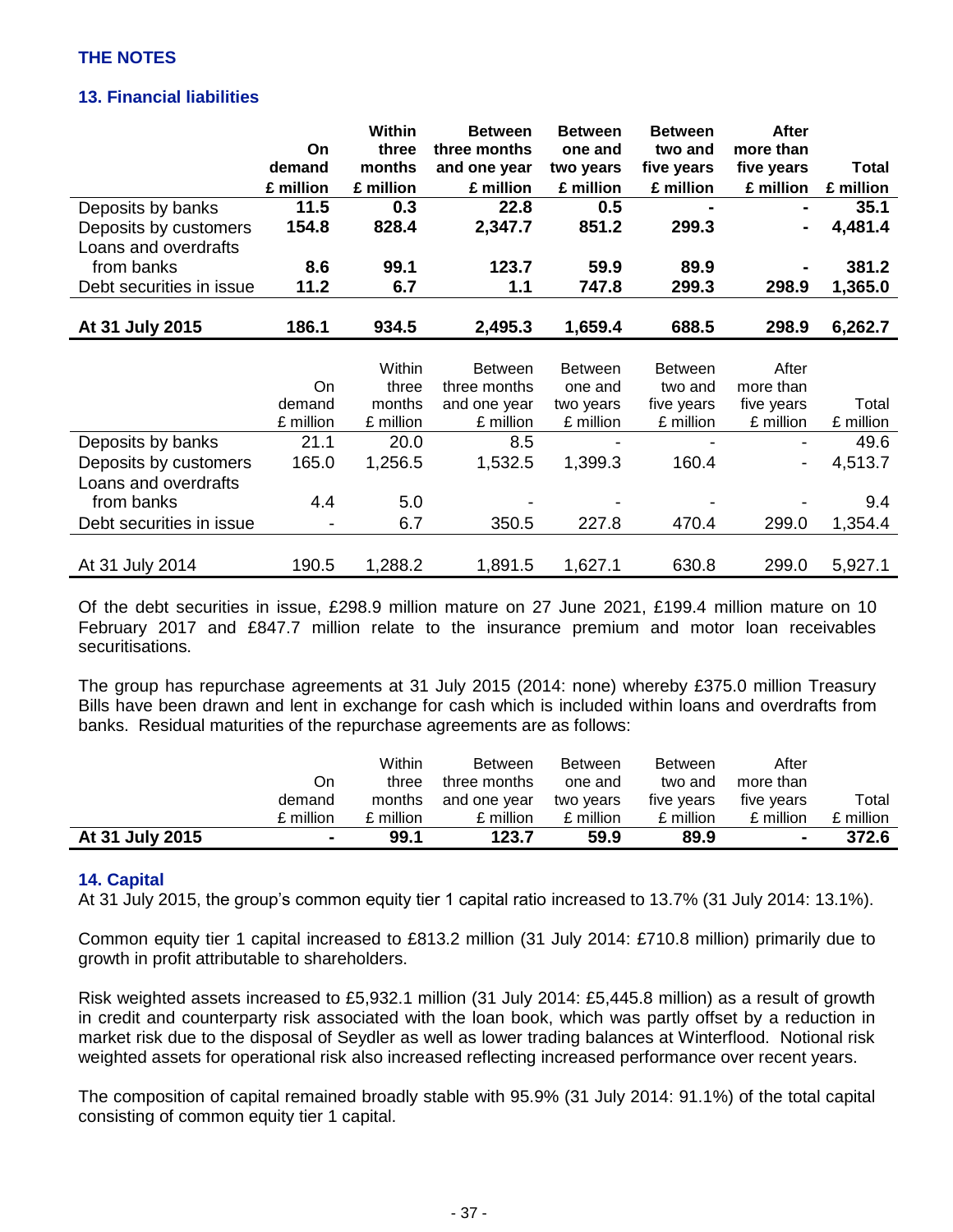## THE NOTES

### 13. Financial liabilities

| | On demand £ million | Within three months £ million | Between three months and one year £ million | Between one and two years £ million | Between two and five years £ million | After more than five years £ million | Total £ million |
|---|---|---|---|---|---|---|---|
| Deposits by banks | **11.5** | **0.3** | **22.8** | **0.5** | **-** | **-** | **35.1** |
| Deposits by customers | **154.8** | **828.4** | **2,347.7** | **851.2** | **299.3** | **-** | **4,481.4** |
| Loans and overdrafts from banks | **8.6** | **99.1** | **123.7** | **59.9** | **89.9** | **-** | **381.2** |
| Debt securities in issue | **11.2** | **6.7** | **1.1** | **747.8** | **299.3** | **298.9** | **1,365.0** |
| **At 31 July 2015** | **186.1** | **934.5** | **2,495.3** | **1,659.4** | **688.5** | **298.9** | **6,262.7** |

| | On demand £ million | Within three months £ million | Between three months and one year £ million | Between one and two years £ million | Between two and five years £ million | After more than five years £ million | Total £ million |
|---|---|---|---|---|---|---|---|
| Deposits by banks | 21.1 | 20.0 | 8.5 | - | - | - | 49.6 |
| Deposits by customers | 165.0 | 1,256.5 | 1,532.5 | 1,399.3 | 160.4 | - | 4,513.7 |
| Loans and overdrafts from banks | 4.4 | 5.0 | - | - | - | - | 9.4 |
| Debt securities in issue | - | 6.7 | 350.5 | 227.8 | 470.4 | 299.0 | 1,354.4 |
| At 31 July 2014 | 190.5 | 1,288.2 | 1,891.5 | 1,627.1 | 630.8 | 299.0 | 5,927.1 |

Of the debt securities in issue, £298.9 million mature on 27 June 2021, £199.4 million mature on 10 February 2017 and £847.7 million relate to the insurance premium and motor loan receivables securitisations.

The group has repurchase agreements at 31 July 2015 (2014: none) whereby £375.0 million Treasury Bills have been drawn and lent in exchange for cash which is included within loans and overdrafts from banks. Residual maturities of the repurchase agreements are as follows:

| | On demand £ million | Within three months £ million | Between three months and one year £ million | Between one and two years £ million | Between two and five years £ million | After more than five years £ million | Total £ million |
|---|---|---|---|---|---|---|---|
| **At 31 July 2015** | **-** | **99.1** | **123.7** | **59.9** | **89.9** | **-** | **372.6** |

### 14. Capital

At 31 July 2015, the group's common equity tier 1 capital ratio increased to 13.7% (31 July 2014: 13.1%).

Common equity tier 1 capital increased to £813.2 million (31 July 2014: £710.8 million) primarily due to growth in profit attributable to shareholders.

Risk weighted assets increased to £5,932.1 million (31 July 2014: £5,445.8 million) as a result of growth in credit and counterparty risk associated with the loan book, which was partly offset by a reduction in market risk due to the disposal of Seydler as well as lower trading balances at Winterflood. Notional risk weighted assets for operational risk also increased reflecting increased performance over recent years.

The composition of capital remained broadly stable with 95.9% (31 July 2014: 91.1%) of the total capital consisting of common equity tier 1 capital.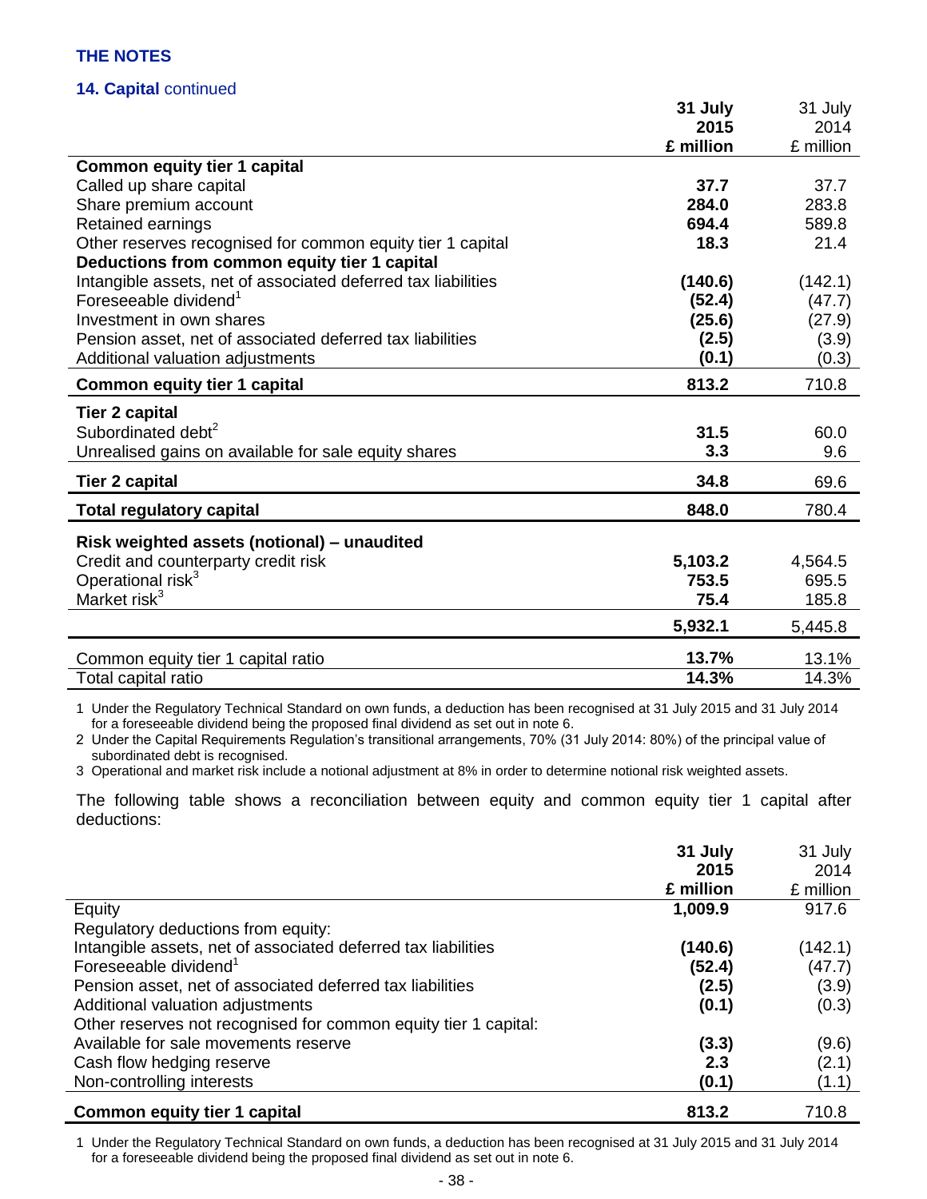## THE NOTES

### 14. Capital continued

| | 31 July 2015 £ million | 31 July 2014 £ million |
|---|---|---|
| **Common equity tier 1 capital** | | |
| Called up share capital | **37.7** | 37.7 |
| Share premium account | **284.0** | 283.8 |
| Retained earnings | **694.4** | 589.8 |
| Other reserves recognised for common equity tier 1 capital | **18.3** | 21.4 |
| **Deductions from common equity tier 1 capital** | | |
| Intangible assets, net of associated deferred tax liabilities | **(140.6)** | (142.1) |
| Foreseeable dividend[1] | **(52.4)** | (47.7) |
| Investment in own shares | **(25.6)** | (27.9) |
| Pension asset, net of associated deferred tax liabilities | **(2.5)** | (3.9) |
| Additional valuation adjustments | **(0.1)** | (0.3) |
| **Common equity tier 1 capital** | **813.2** | 710.8 |
| **Tier 2 capital** | | |
| Subordinated debt[2] | **31.5** | 60.0 |
| Unrealised gains on available for sale equity shares | **3.3** | 9.6 |
| **Tier 2 capital** | **34.8** | 69.6 |
| **Total regulatory capital** | **848.0** | 780.4 |
| **Risk weighted assets (notional) – unaudited** | | |
| Credit and counterparty credit risk | **5,103.2** | 4,564.5 |
| Operational risk[3] | **753.5** | 695.5 |
| Market risk[3] | **75.4** | 185.8 |
| | **5,932.1** | 5,445.8 |
| Common equity tier 1 capital ratio | **13.7%** | 13.1% |
| Total capital ratio | **14.3%** | 14.3% |

1 Under the Regulatory Technical Standard on own funds, a deduction has been recognised at 31 July 2015 and 31 July 2014 for a foreseeable dividend being the proposed final dividend as set out in note 6.

2 Under the Capital Requirements Regulation's transitional arrangements, 70% (31 July 2014: 80%) of the principal value of subordinated debt is recognised.

3 Operational and market risk include a notional adjustment at 8% in order to determine notional risk weighted assets.

The following table shows a reconciliation between equity and common equity tier 1 capital after deductions:

| | 31 July 2015 £ million | 31 July 2014 £ million |
|---|---|---|
| Equity | **1,009.9** | 917.6 |
| Regulatory deductions from equity: | | |
| Intangible assets, net of associated deferred tax liabilities | **(140.6)** | (142.1) |
| Foreseeable dividend[1] | **(52.4)** | (47.7) |
| Pension asset, net of associated deferred tax liabilities | **(2.5)** | (3.9) |
| Additional valuation adjustments | **(0.1)** | (0.3) |
| Other reserves not recognised for common equity tier 1 capital: | | |
| Available for sale movements reserve | **(3.3)** | (9.6) |
| Cash flow hedging reserve | **2.3** | (2.1) |
| Non-controlling interests | **(0.1)** | (1.1) |
| **Common equity tier 1 capital** | **813.2** | 710.8 |

1 Under the Regulatory Technical Standard on own funds, a deduction has been recognised at 31 July 2015 and 31 July 2014 for a foreseeable dividend being the proposed final dividend as set out in note 6.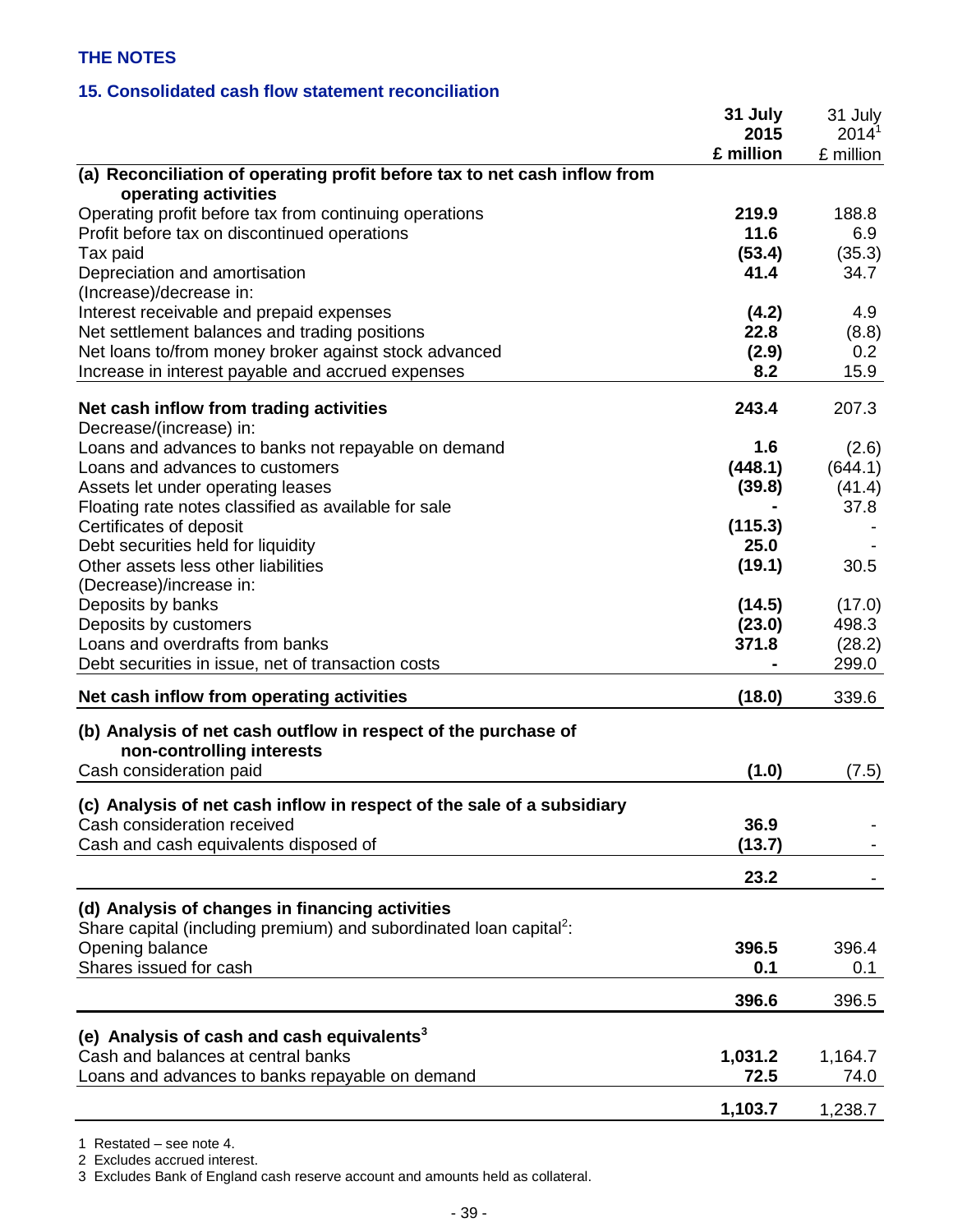## THE NOTES

### 15. Consolidated cash flow statement reconciliation

| | 31 July 2015 £ million | 31 July 2014[1] £ million |
|---|---|---|
| **(a) Reconciliation of operating profit before tax to net cash inflow from operating activities** | | |
| Operating profit before tax from continuing operations | **219.9** | 188.8 |
| Profit before tax on discontinued operations | **11.6** | 6.9 |
| Tax paid | **(53.4)** | (35.3) |
| Depreciation and amortisation | **41.4** | 34.7 |
| (Increase)/decrease in: | | |
| Interest receivable and prepaid expenses | **(4.2)** | 4.9 |
| Net settlement balances and trading positions | **22.8** | (8.8) |
| Net loans to/from money broker against stock advanced | **(2.9)** | 0.2 |
| Increase in interest payable and accrued expenses | **8.2** | 15.9 |
| **Net cash inflow from trading activities** | **243.4** | 207.3 |
| Decrease/(increase) in: | | |
| Loans and advances to banks not repayable on demand | **1.6** | (2.6) |
| Loans and advances to customers | **(448.1)** | (644.1) |
| Assets let under operating leases | **(39.8)** | (41.4) |
| Floating rate notes classified as available for sale | **-** | 37.8 |
| Certificates of deposit | **(115.3)** | - |
| Debt securities held for liquidity | **25.0** | - |
| Other assets less other liabilities | **(19.1)** | 30.5 |
| (Decrease)/increase in: | | |
| Deposits by banks | **(14.5)** | (17.0) |
| Deposits by customers | **(23.0)** | 498.3 |
| Loans and overdrafts from banks | **371.8** | (28.2) |
| Debt securities in issue, net of transaction costs | **-** | 299.0 |
| **Net cash inflow from operating activities** | **(18.0)** | 339.6 |
| **(b) Analysis of net cash outflow in respect of the purchase of non-controlling interests** | | |
| Cash consideration paid | **(1.0)** | (7.5) |
| **(c) Analysis of net cash inflow in respect of the sale of a subsidiary** | | |
| Cash consideration received | **36.9** | - |
| Cash and cash equivalents disposed of | **(13.7)** | - |
| | **23.2** | - |
| **(d) Analysis of changes in financing activities** | | |
| Share capital (including premium) and subordinated loan capital[2]: | | |
| Opening balance | **396.5** | 396.4 |
| Shares issued for cash | **0.1** | 0.1 |
| | **396.6** | 396.5 |
| **(e) Analysis of cash and cash equivalents[3]** | | |
| Cash and balances at central banks | **1,031.2** | 1,164.7 |
| Loans and advances to banks repayable on demand | **72.5** | 74.0 |
| | **1,103.7** | 1,238.7 |

1 Restated – see note 4.
2 Excludes accrued interest.
3 Excludes Bank of England cash reserve account and amounts held as collateral.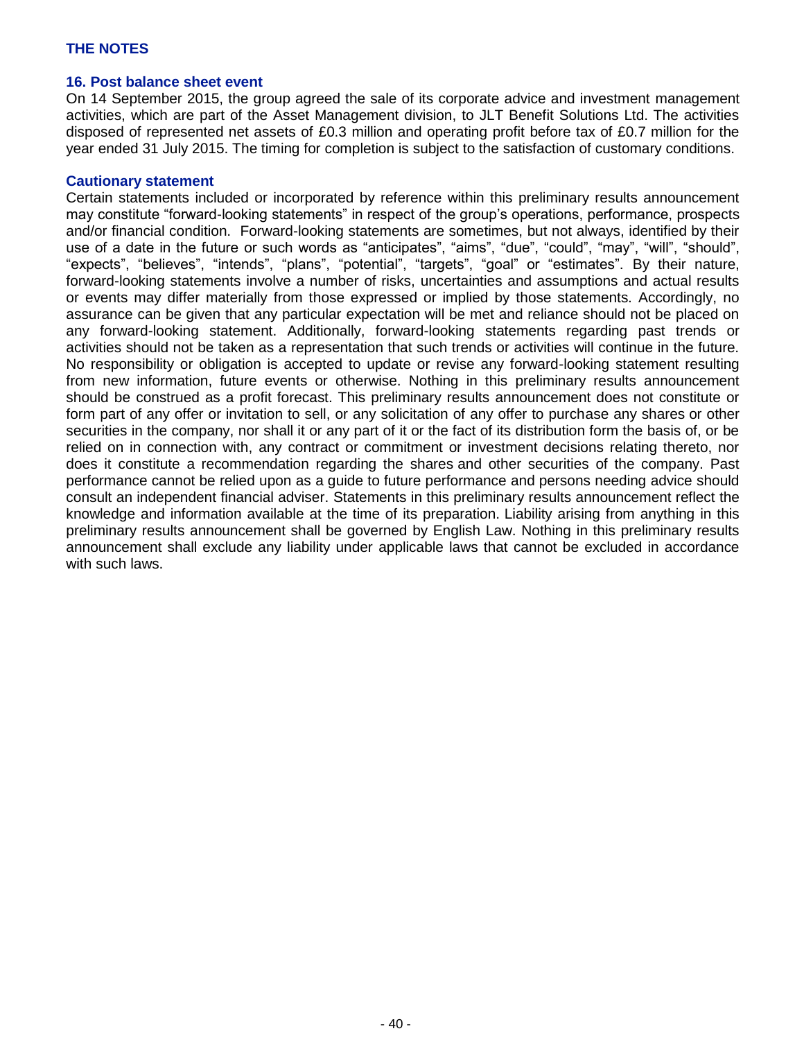## THE NOTES

### 16. Post balance sheet event

On 14 September 2015, the group agreed the sale of its corporate advice and investment management activities, which are part of the Asset Management division, to JLT Benefit Solutions Ltd. The activities disposed of represented net assets of £0.3 million and operating profit before tax of £0.7 million for the year ended 31 July 2015. The timing for completion is subject to the satisfaction of customary conditions.

### Cautionary statement

Certain statements included or incorporated by reference within this preliminary results announcement may constitute "forward-looking statements" in respect of the group's operations, performance, prospects and/or financial condition. Forward-looking statements are sometimes, but not always, identified by their use of a date in the future or such words as "anticipates", "aims", "due", "could", "may", "will", "should", "expects", "believes", "intends", "plans", "potential", "targets", "goal" or "estimates". By their nature, forward-looking statements involve a number of risks, uncertainties and assumptions and actual results or events may differ materially from those expressed or implied by those statements. Accordingly, no assurance can be given that any particular expectation will be met and reliance should not be placed on any forward-looking statement. Additionally, forward-looking statements regarding past trends or activities should not be taken as a representation that such trends or activities will continue in the future. No responsibility or obligation is accepted to update or revise any forward-looking statement resulting from new information, future events or otherwise. Nothing in this preliminary results announcement should be construed as a profit forecast. This preliminary results announcement does not constitute or form part of any offer or invitation to sell, or any solicitation of any offer to purchase any shares or other securities in the company, nor shall it or any part of it or the fact of its distribution form the basis of, or be relied on in connection with, any contract or commitment or investment decisions relating thereto, nor does it constitute a recommendation regarding the shares and other securities of the company. Past performance cannot be relied upon as a guide to future performance and persons needing advice should consult an independent financial adviser. Statements in this preliminary results announcement reflect the knowledge and information available at the time of its preparation. Liability arising from anything in this preliminary results announcement shall be governed by English Law. Nothing in this preliminary results announcement shall exclude any liability under applicable laws that cannot be excluded in accordance with such laws.